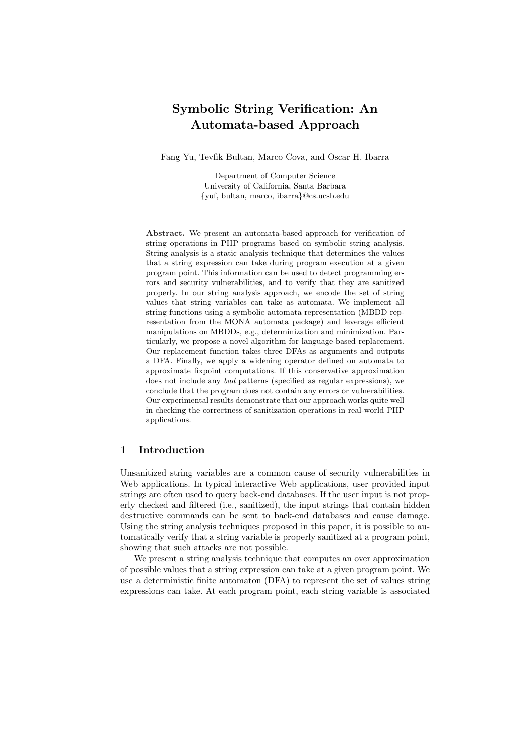# Symbolic String Verification: An Automata-based Approach

Fang Yu, Tevfik Bultan, Marco Cova, and Oscar H. Ibarra

Department of Computer Science
University of California, Santa Barbara
{yuf, bultan, marco, ibarra}@cs.ucsb.edu

**Abstract.** We present an automata-based approach for verification of string operations in PHP programs based on symbolic string analysis. String analysis is a static analysis technique that determines the values that a string expression can take during program execution at a given program point. This information can be used to detect programming errors and security vulnerabilities, and to verify that they are sanitized properly. In our string analysis approach, we encode the set of string values that string variables can take as automata. We implement all string functions using a symbolic automata representation (MBDD representation from the MONA automata package) and leverage efficient manipulations on MBDDs, e.g., determinization and minimization. Particularly, we propose a novel algorithm for language-based replacement. Our replacement function takes three DFAs as arguments and outputs a DFA. Finally, we apply a widening operator defined on automata to approximate fixpoint computations. If this conservative approximation does not include any *bad* patterns (specified as regular expressions), we conclude that the program does not contain any errors or vulnerabilities. Our experimental results demonstrate that our approach works quite well in checking the correctness of sanitization operations in real-world PHP applications.

## 1 Introduction

Unsanitized string variables are a common cause of security vulnerabilities in Web applications. In typical interactive Web applications, user provided input strings are often used to query back-end databases. If the user input is not properly checked and filtered (i.e., sanitized), the input strings that contain hidden destructive commands can be sent to back-end databases and cause damage. Using the string analysis techniques proposed in this paper, it is possible to automatically verify that a string variable is properly sanitized at a program point, showing that such attacks are not possible.

We present a string analysis technique that computes an over approximation of possible values that a string expression can take at a given program point. We use a deterministic finite automaton (DFA) to represent the set of values string expressions can take. At each program point, each string variable is associated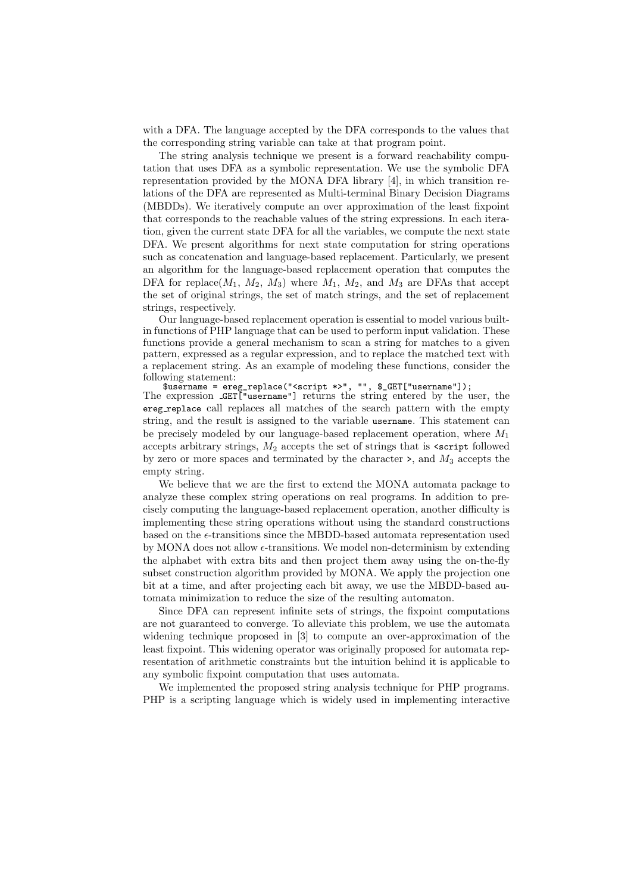with a DFA. The language accepted by the DFA corresponds to the values that the corresponding string variable can take at that program point.

The string analysis technique we present is a forward reachability computation that uses DFA as a symbolic representation. We use the symbolic DFA representation provided by the MONA DFA library [4], in which transition relations of the DFA are represented as Multi-terminal Binary Decision Diagrams (MBDDs). We iteratively compute an over approximation of the least fixpoint that corresponds to the reachable values of the string expressions. In each iteration, given the current state DFA for all the variables, we compute the next state DFA. We present algorithms for next state computation for string operations such as concatenation and language-based replacement. Particularly, we present an algorithm for the language-based replacement operation that computes the DFA for replace($M_1$, $M_2$, $M_3$) where $M_1$, $M_2$, and $M_3$ are DFAs that accept the set of original strings, the set of match strings, and the set of replacement strings, respectively.

Our language-based replacement operation is essential to model various built-in functions of PHP language that can be used to perform input validation. These functions provide a general mechanism to scan a string for matches to a given pattern, expressed as a regular expression, and to replace the matched text with a replacement string. As an example of modeling these functions, consider the following statement:

```
$username = ereg_replace("<script *>", "", $_GET["username"]);
```

The expression _GET["username"] returns the string entered by the user, the `ereg_replace` call replaces all matches of the search pattern with the empty string, and the result is assigned to the variable `username`. This statement can be precisely modeled by our language-based replacement operation, where $M_1$ accepts arbitrary strings, $M_2$ accepts the set of strings that is `<script` followed by zero or more spaces and terminated by the character `>`, and $M_3$ accepts the empty string.

We believe that we are the first to extend the MONA automata package to analyze these complex string operations on real programs. In addition to precisely computing the language-based replacement operation, another difficulty is implementing these string operations without using the standard constructions based on the $\epsilon$-transitions since the MBDD-based automata representation used by MONA does not allow $\epsilon$-transitions. We model non-determinism by extending the alphabet with extra bits and then project them away using the on-the-fly subset construction algorithm provided by MONA. We apply the projection one bit at a time, and after projecting each bit away, we use the MBDD-based automata minimization to reduce the size of the resulting automaton.

Since DFA can represent infinite sets of strings, the fixpoint computations are not guaranteed to converge. To alleviate this problem, we use the automata widening technique proposed in [3] to compute an over-approximation of the least fixpoint. This widening operator was originally proposed for automata representation of arithmetic constraints but the intuition behind it is applicable to any symbolic fixpoint computation that uses automata.

We implemented the proposed string analysis technique for PHP programs. PHP is a scripting language which is widely used in implementing interactive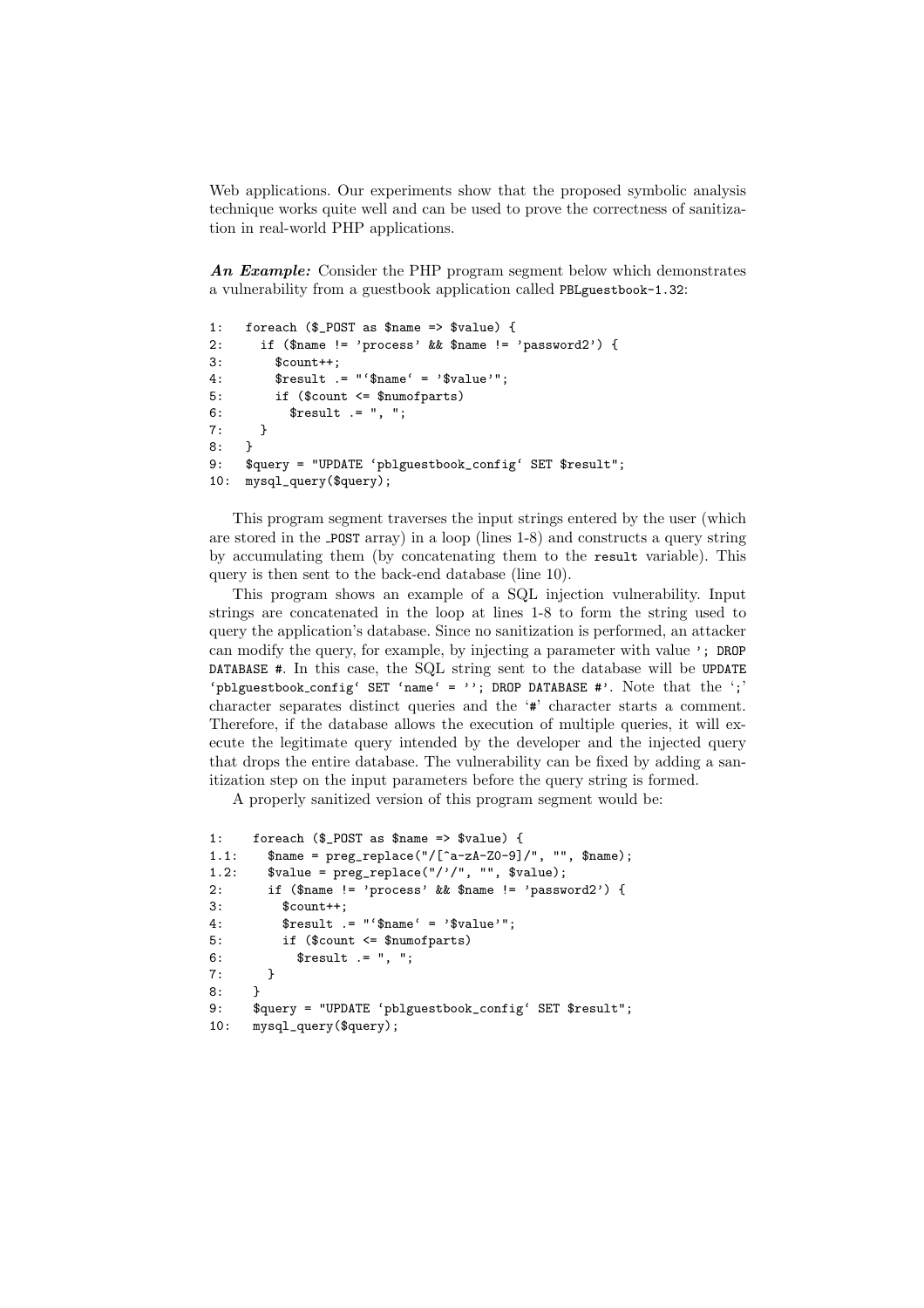Web applications. Our experiments show that the proposed symbolic analysis technique works quite well and can be used to prove the correctness of sanitization in real-world PHP applications.

***An Example:*** Consider the PHP program segment below which demonstrates a vulnerability from a guestbook application called `PBLguestbook-1.32`:

```
1:   foreach ($_POST as $name => $value) {
2:     if ($name != 'process' && $name != 'password2') {
3:       $count++;
4:       $result .= "`$name` = '$value'";
5:       if ($count <= $numofparts)
6:         $result .= ", ";
7:     }
8:   }
9:   $query = "UPDATE `pblguestbook_config` SET $result";
10:  mysql_query($query);
```

This program segment traverses the input strings entered by the user (which are stored in the _POST array) in a loop (lines 1-8) and constructs a query string by accumulating them (by concatenating them to the `result` variable). This query is then sent to the back-end database (line 10).

This program shows an example of a SQL injection vulnerability. Input strings are concatenated in the loop at lines 1-8 to form the string used to query the application's database. Since no sanitization is performed, an attacker can modify the query, for example, by injecting a parameter with value `'; DROP DATABASE #`. In this case, the SQL string sent to the database will be `UPDATE `pblguestbook_config` SET `name` = ''; DROP DATABASE #'`. Note that the ';' character separates distinct queries and the '#' character starts a comment. Therefore, if the database allows the execution of multiple queries, it will execute the legitimate query intended by the developer and the injected query that drops the entire database. The vulnerability can be fixed by adding a sanitization step on the input parameters before the query string is formed.

A properly sanitized version of this program segment would be:

```
1:    foreach ($_POST as $name => $value) {
1.1:    $name = preg_replace("/[^a-zA-Z0-9]/", "", $name);
1.2:    $value = preg_replace("/'/", "", $value);
2:      if ($name != 'process' && $name != 'password2') {
3:        $count++;
4:        $result .= "`$name` = '$value'";
5:        if ($count <= $numofparts)
6:          $result .= ", ";
7:      }
8:    }
9:    $query = "UPDATE `pblguestbook_config` SET $result";
10:   mysql_query($query);
```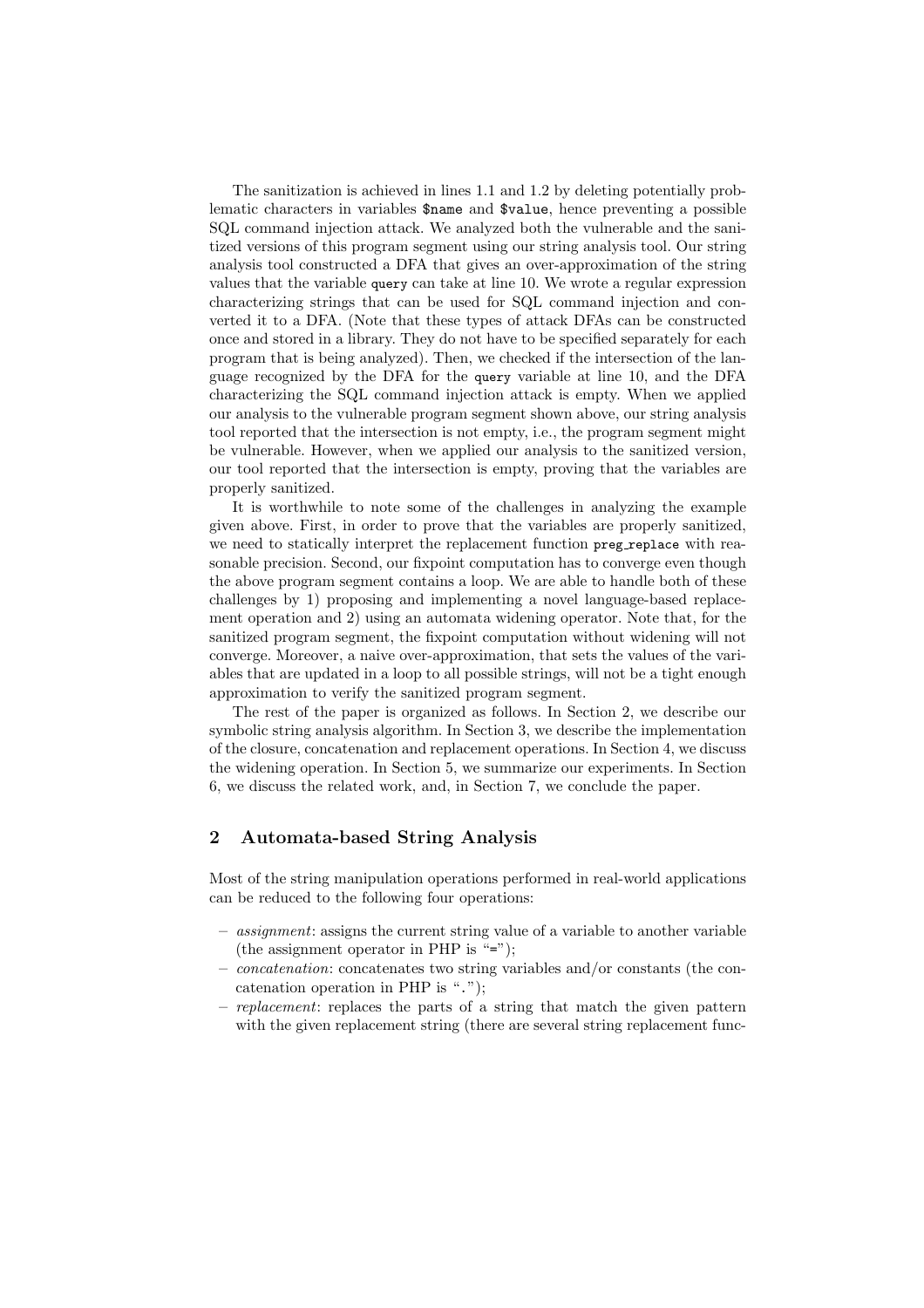The sanitization is achieved in lines 1.1 and 1.2 by deleting potentially problematic characters in variables `$name` and `$value`, hence preventing a possible SQL command injection attack. We analyzed both the vulnerable and the sanitized versions of this program segment using our string analysis tool. Our string analysis tool constructed a DFA that gives an over-approximation of the string values that the variable `query` can take at line 10. We wrote a regular expression characterizing strings that can be used for SQL command injection and converted it to a DFA. (Note that these types of attack DFAs can be constructed once and stored in a library. They do not have to be specified separately for each program that is being analyzed). Then, we checked if the intersection of the language recognized by the DFA for the `query` variable at line 10, and the DFA characterizing the SQL command injection attack is empty. When we applied our analysis to the vulnerable program segment shown above, our string analysis tool reported that the intersection is not empty, i.e., the program segment might be vulnerable. However, when we applied our analysis to the sanitized version, our tool reported that the intersection is empty, proving that the variables are properly sanitized.

It is worthwhile to note some of the challenges in analyzing the example given above. First, in order to prove that the variables are properly sanitized, we need to statically interpret the replacement function `preg_replace` with reasonable precision. Second, our fixpoint computation has to converge even though the above program segment contains a loop. We are able to handle both of these challenges by 1) proposing and implementing a novel language-based replacement operation and 2) using an automata widening operator. Note that, for the sanitized program segment, the fixpoint computation without widening will not converge. Moreover, a naive over-approximation, that sets the values of the variables that are updated in a loop to all possible strings, will not be a tight enough approximation to verify the sanitized program segment.

The rest of the paper is organized as follows. In Section 2, we describe our symbolic string analysis algorithm. In Section 3, we describe the implementation of the closure, concatenation and replacement operations. In Section 4, we discuss the widening operation. In Section 5, we summarize our experiments. In Section 6, we discuss the related work, and, in Section 7, we conclude the paper.

## 2 Automata-based String Analysis

Most of the string manipulation operations performed in real-world applications can be reduced to the following four operations:

- *assignment*: assigns the current string value of a variable to another variable (the assignment operator in PHP is "`=`");
- *concatenation*: concatenates two string variables and/or constants (the concatenation operation in PHP is "`.`");
- *replacement*: replaces the parts of a string that match the given pattern with the given replacement string (there are several string replacement func-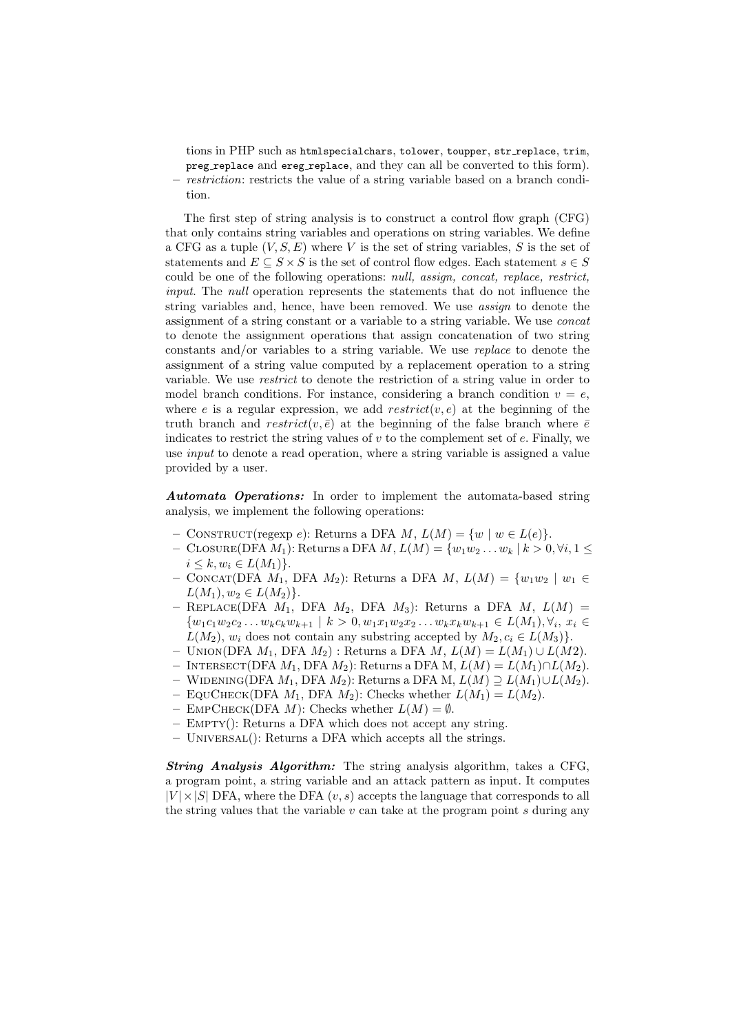tions in PHP such as `htmlspecialchars`, `tolower`, `toupper`, `str_replace`, `trim`, `preg_replace` and `ereg_replace`, and they can all be converted to this form).
- *restriction*: restricts the value of a string variable based on a branch condition.

The first step of string analysis is to construct a control flow graph (CFG) that only contains string variables and operations on string variables. We define a CFG as a tuple $(V, S, E)$ where $V$ is the set of string variables, $S$ is the set of statements and $E \subseteq S \times S$ is the set of control flow edges. Each statement $s \in S$ could be one of the following operations: *null, assign, concat, replace, restrict, input*. The *null* operation represents the statements that do not influence the string variables and, hence, have been removed. We use *assign* to denote the assignment of a string constant or a variable to a string variable. We use *concat* to denote the assignment operations that assign concatenation of two string constants and/or variables to a string variable. We use *replace* to denote the assignment of a string value computed by a replacement operation to a string variable. We use *restrict* to denote the restriction of a string value in order to model branch conditions. For instance, considering a branch condition $v = e$, where $e$ is a regular expression, we add $restrict(v, e)$ at the beginning of the truth branch and $restrict(v, \bar{e})$ at the beginning of the false branch where $\bar{e}$ indicates to restrict the string values of $v$ to the complement set of $e$. Finally, we use *input* to denote a read operation, where a string variable is assigned a value provided by a user.

***Automata Operations:*** In order to implement the automata-based string analysis, we implement the following operations:

- Construct(regexp $e$): Returns a DFA $M$, $L(M) = \{w \mid w \in L(e)\}$.
- Closure(DFA $M_1$): Returns a DFA $M$, $L(M) = \{w_1 w_2 \dots w_k \mid k > 0, \forall i, 1 \leq i \leq k, w_i \in L(M_1)\}$.
- Concat(DFA $M_1$, DFA $M_2$): Returns a DFA $M$, $L(M) = \{w_1 w_2 \mid w_1 \in L(M_1), w_2 \in L(M_2)\}$.
- Replace(DFA $M_1$, DFA $M_2$, DFA $M_3$): Returns a DFA $M$, $L(M) = \{w_1 c_1 w_2 c_2 \dots w_k c_k w_{k+1} \mid k > 0, w_1 x_1 w_2 x_2 \dots w_k x_k w_{k+1} \in L(M_1), \forall_i, x_i \in L(M_2)$, $w_i$ does not contain any substring accepted by $M_2, c_i \in L(M_3)\}$.
- Union(DFA $M_1$, DFA $M_2$) : Returns a DFA $M$, $L(M) = L(M_1) \cup L(M2)$.
- Intersect(DFA $M_1$, DFA $M_2$): Returns a DFA M, $L(M) = L(M_1) \cap L(M_2)$.
- Widening(DFA $M_1$, DFA $M_2$): Returns a DFA M, $L(M) \supseteq L(M_1) \cup L(M_2)$.
- EquCheck(DFA $M_1$, DFA $M_2$): Checks whether $L(M_1) = L(M_2)$.
- EmpCheck(DFA $M$): Checks whether $L(M) = \emptyset$.
- Empty(): Returns a DFA which does not accept any string.
- Universal(): Returns a DFA which accepts all the strings.

***String Analysis Algorithm:*** The string analysis algorithm, takes a CFG, a program point, a string variable and an attack pattern as input. It computes $|V| \times |S|$ DFA, where the DFA $(v, s)$ accepts the language that corresponds to all the string values that the variable $v$ can take at the program point $s$ during any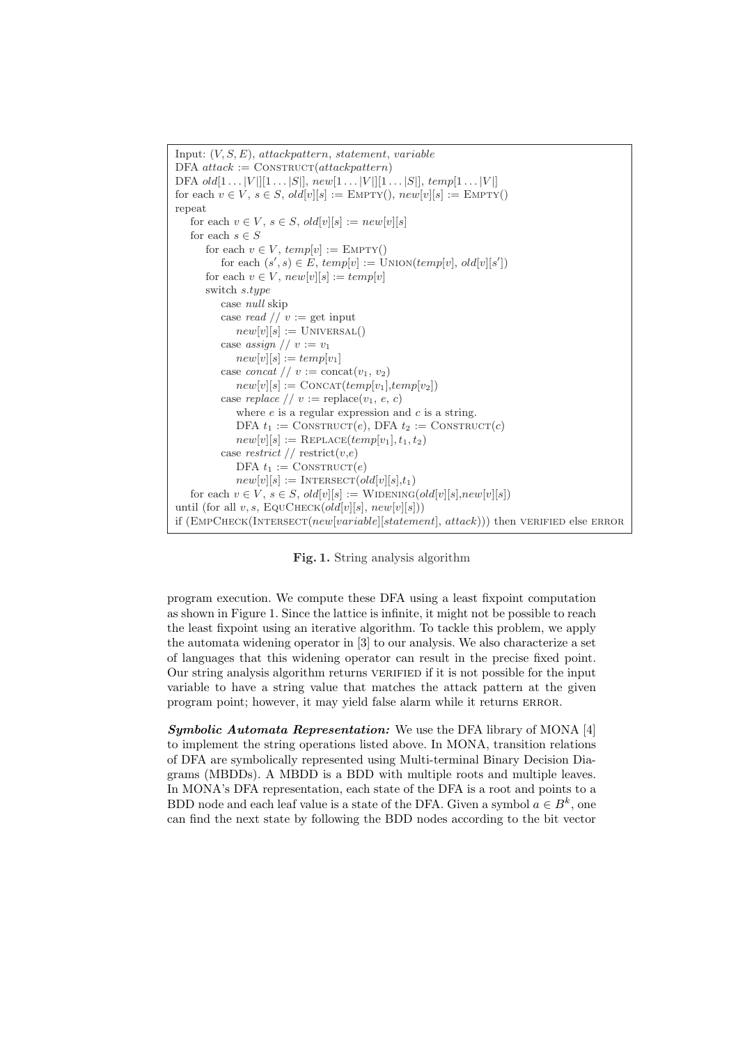```
Input: (V, S, E), attackpattern, statement, variable
DFA attack := CONSTRUCT(attackpattern)
DFA old[1...|V|][1...|S|], new[1...|V|][1...|S|], temp[1...|V|]
for each v ∈ V, s ∈ S, old[v][s] := EMPTY(), new[v][s] := EMPTY()
repeat
    for each v ∈ V, s ∈ S, old[v][s] := new[v][s]
    for each s ∈ S
        for each v ∈ V, temp[v] := EMPTY()
            for each (s', s) ∈ E, temp[v] := UNION(temp[v], old[v][s'])
        for each v ∈ V, new[v][s] := temp[v]
        switch s.type
            case null skip
            case read // v := get input
                new[v][s] := UNIVERSAL()
            case assign // v := v1
                new[v][s] := temp[v1]
            case concat // v := concat(v1, v2)
                new[v][s] := CONCAT(temp[v1],temp[v2])
            case replace // v := replace(v1, e, c)
                where e is a regular expression and c is a string.
                DFA t1 := CONSTRUCT(e), DFA t2 := CONSTRUCT(c)
                new[v][s] := REPLACE(temp[v1], t1, t2)
            case restrict // restrict(v,e)
                DFA t1 := CONSTRUCT(e)
                new[v][s] := INTERSECT(old[v][s],t1)
    for each v ∈ V, s ∈ S, old[v][s] := WIDENING(old[v][s],new[v][s])
until (for all v, s, EQUCHECK(old[v][s], new[v][s]))
if (EMPCHECK(INTERSECT(new[variable][statement], attack))) then VERIFIED else ERROR
```

**Fig. 1.** String analysis algorithm

program execution. We compute these DFA using a least fixpoint computation as shown in Figure 1. Since the lattice is infinite, it might not be possible to reach the least fixpoint using an iterative algorithm. To tackle this problem, we apply the automata widening operator in [3] to our analysis. We also characterize a set of languages that this widening operator can result in the precise fixed point. Our string analysis algorithm returns VERIFIED if it is not possible for the input variable to have a string value that matches the attack pattern at the given program point; however, it may yield false alarm while it returns ERROR.

***Symbolic Automata Representation:*** We use the DFA library of MONA [4] to implement the string operations listed above. In MONA, transition relations of DFA are symbolically represented using Multi-terminal Binary Decision Diagrams (MBDDs). A MBDD is a BDD with multiple roots and multiple leaves. In MONA's DFA representation, each state of the DFA is a root and points to a BDD node and each leaf value is a state of the DFA. Given a symbol $a \in B^k$, one can find the next state by following the BDD nodes according to the bit vector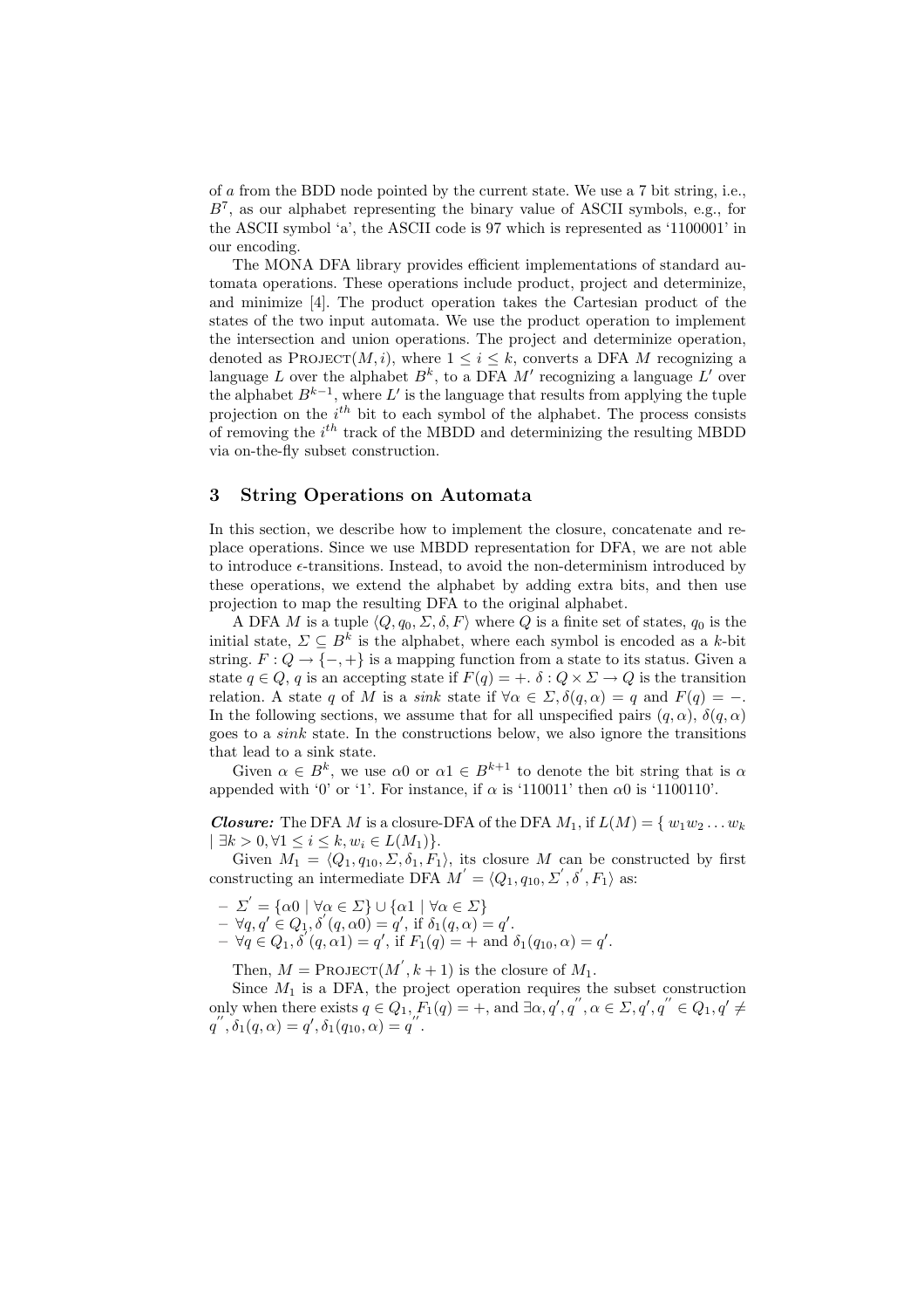of $a$ from the BDD node pointed by the current state. We use a 7 bit string, i.e., $B^7$, as our alphabet representing the binary value of ASCII symbols, e.g., for the ASCII symbol 'a', the ASCII code is 97 which is represented as '1100001' in our encoding.

The MONA DFA library provides efficient implementations of standard automata operations. These operations include product, project and determinize, and minimize [4]. The product operation takes the Cartesian product of the states of the two input automata. We use the product operation to implement the intersection and union operations. The project and determinize operation, denoted as PROJECT$(M, i)$, where $1 \leq i \leq k$, converts a DFA $M$ recognizing a language $L$ over the alphabet $B^k$, to a DFA $M'$ recognizing a language $L'$ over the alphabet $B^{k-1}$, where $L'$ is the language that results from applying the tuple projection on the $i^{th}$ bit to each symbol of the alphabet. The process consists of removing the $i^{th}$ track of the MBDD and determinizing the resulting MBDD via on-the-fly subset construction.

## 3 String Operations on Automata

In this section, we describe how to implement the closure, concatenate and replace operations. Since we use MBDD representation for DFA, we are not able to introduce $\epsilon$-transitions. Instead, to avoid the non-determinism introduced by these operations, we extend the alphabet by adding extra bits, and then use projection to map the resulting DFA to the original alphabet.

A DFA $M$ is a tuple $\langle Q, q_0, \Sigma, \delta, F \rangle$ where $Q$ is a finite set of states, $q_0$ is the initial state, $\Sigma \subseteq B^k$ is the alphabet, where each symbol is encoded as a $k$-bit string. $F : Q \to \{-, +\}$ is a mapping function from a state to its status. Given a state $q \in Q$, $q$ is an accepting state if $F(q) = +$. $\delta : Q \times \Sigma \to Q$ is the transition relation. A state $q$ of $M$ is a *sink* state if $\forall \alpha \in \Sigma, \delta(q, \alpha) = q$ and $F(q) = -$. In the following sections, we assume that for all unspecified pairs $(q, \alpha)$, $\delta(q, \alpha)$ goes to a *sink* state. In the constructions below, we also ignore the transitions that lead to a sink state.

Given $\alpha \in B^k$, we use $\alpha 0$ or $\alpha 1 \in B^{k+1}$ to denote the bit string that is $\alpha$ appended with '0' or '1'. For instance, if $\alpha$ is '110011' then $\alpha 0$ is '1100110'.

***Closure:*** The DFA $M$ is a closure-DFA of the DFA $M_1$, if $L(M) = \{ w_1 w_2 \ldots w_k \mid \exists k > 0, \forall 1 \leq i \leq k, w_i \in L(M_1)\}$.

Given $M_1 = \langle Q_1, q_{10}, \Sigma, \delta_1, F_1 \rangle$, its closure $M$ can be constructed by first constructing an intermediate DFA $M^{'} = \langle Q_1, q_{10}, \Sigma^{'}, \delta^{'}, F_1 \rangle$ as:

- $\Sigma^{'} = \{\alpha 0 \mid \forall \alpha \in \Sigma\} \cup \{\alpha 1 \mid \forall \alpha \in \Sigma\}$
- $\forall q, q' \in Q_1, \delta^{'}(q, \alpha 0) = q'$, if $\delta_1(q, \alpha) = q'$.
- $\forall q \in Q_1, \delta^{'}(q, \alpha 1) = q'$, if $F_1(q) = +$ and $\delta_1(q_{10}, \alpha) = q'$.

Then, $M =$ PROJECT$(M^{'}, k + 1)$ is the closure of $M_1$.

Since $M_1$ is a DFA, the project operation requires the subset construction only when there exists $q \in Q_1, F_1(q) = +$, and $\exists \alpha, q', q^{''}, \alpha \in \Sigma, q', q^{''} \in Q_1, q' \neq q^{''}, \delta_1(q, \alpha) = q', \delta_1(q_{10}, \alpha) = q^{''}$.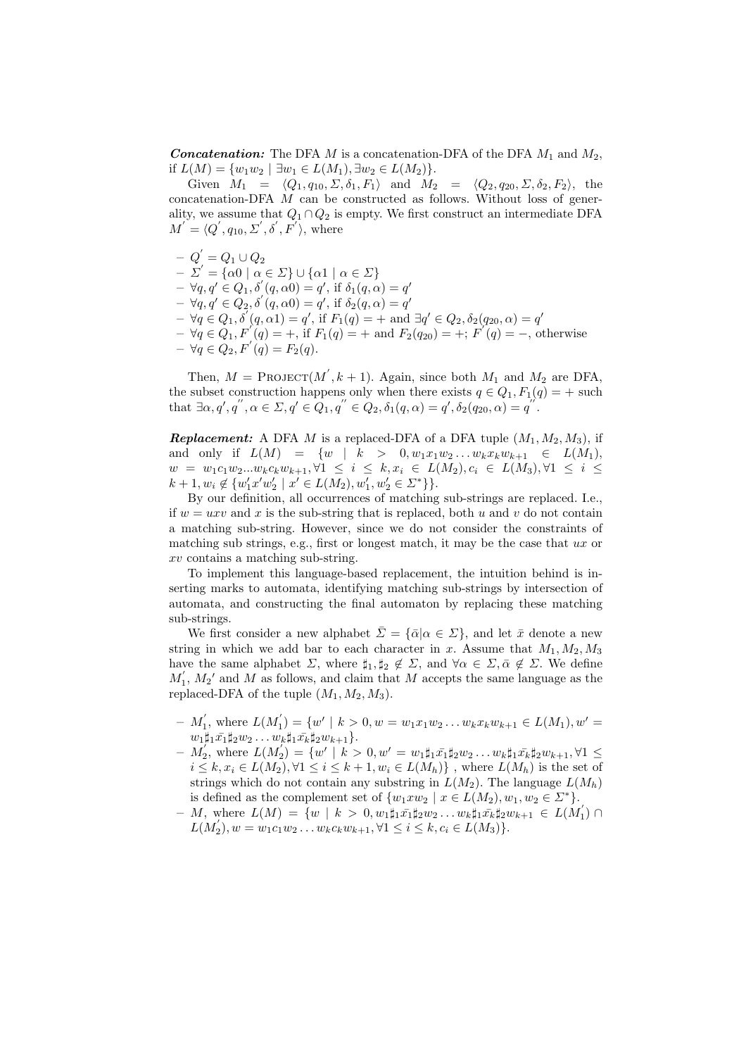***Concatenation:*** The DFA $M$ is a concatenation-DFA of the DFA $M_1$ and $M_2$, if $L(M) = \{w_1 w_2 \mid \exists w_1 \in L(M_1), \exists w_2 \in L(M_2)\}$.

Given $M_1 = \langle Q_1, q_{10}, \Sigma, \delta_1, F_1 \rangle$ and $M_2 = \langle Q_2, q_{20}, \Sigma, \delta_2, F_2 \rangle$, the concatenation-DFA $M$ can be constructed as follows. Without loss of generality, we assume that $Q_1 \cap Q_2$ is empty. We first construct an intermediate DFA $M' = \langle Q', q_{10}, \Sigma', \delta', F' \rangle$, where

- $Q' = Q_1 \cup Q_2$
- $\Sigma' = \{\alpha 0 \mid \alpha \in \Sigma\} \cup \{\alpha 1 \mid \alpha \in \Sigma\}$
- $\forall q, q' \in Q_1, \delta'(q, \alpha 0) = q'$, if $\delta_1(q, \alpha) = q'$
- $\forall q, q' \in Q_2, \delta'(q, \alpha 0) = q'$, if $\delta_2(q, \alpha) = q'$
- $\forall q \in Q_1, \delta'(q, \alpha 1) = q'$, if $F_1(q) = +$ and $\exists q' \in Q_2, \delta_2(q_{20}, \alpha) = q'$
- $\forall q \in Q_1, F'(q) = +$, if $F_1(q) = +$ and $F_2(q_{20}) = +$; $F'(q) = -$, otherwise
- $\forall q \in Q_2, F'(q) = F_2(q)$.

Then, $M = \textsc{Project}(M', k+1)$. Again, since both $M_1$ and $M_2$ are DFA, the subset construction happens only when there exists $q \in Q_1, F_1(q) = +$ such that $\exists \alpha, q', q'', \alpha \in \Sigma, q' \in Q_1, q'' \in Q_2, \delta_1(q, \alpha) = q', \delta_2(q_{20}, \alpha) = q''$.

***Replacement:*** A DFA $M$ is a replaced-DFA of a DFA tuple $(M_1, M_2, M_3)$, if and only if $L(M) = \{w \mid k > 0, w_1 x_1 w_2 \ldots w_k x_k w_{k+1} \in L(M_1), w = w_1 c_1 w_2 ... w_k c_k w_{k+1}, \forall 1 \leq i \leq k, x_i \in L(M_2), c_i \in L(M_3), \forall 1 \leq i \leq k+1, w_i \notin \{w'_1 x' w'_2 \mid x' \in L(M_2), w'_1, w'_2 \in \Sigma^*\}\}$.

By our definition, all occurrences of matching sub-strings are replaced. I.e., if $w = uxv$ and $x$ is the sub-string that is replaced, both $u$ and $v$ do not contain a matching sub-string. However, since we do not consider the constraints of matching sub strings, e.g., first or longest match, it may be the case that $ux$ or $xv$ contains a matching sub-string.

To implement this language-based replacement, the intuition behind is inserting marks to automata, identifying matching sub-strings by intersection of automata, and constructing the final automaton by replacing these matching sub-strings.

We first consider a new alphabet $\bar{\Sigma} = \{\bar{\alpha} \mid \alpha \in \Sigma\}$, and let $\bar{x}$ denote a new string in which we add bar to each character in $x$. Assume that $M_1, M_2, M_3$ have the same alphabet $\Sigma$, where $\sharp_1, \sharp_2 \notin \Sigma$, and $\forall \alpha \in \Sigma, \bar{\alpha} \notin \Sigma$. We define $M_1'$, $M_2'$ and $M$ as follows, and claim that $M$ accepts the same language as the replaced-DFA of the tuple $(M_1, M_2, M_3)$.

- $M_1'$, where $L(M_1') = \{w' \mid k > 0, w = w_1 x_1 w_2 \ldots w_k x_k w_{k+1} \in L(M_1), w' = w_1 \sharp_1 \bar{x_1} \sharp_2 w_2 \ldots w_k \sharp_1 \bar{x_k} \sharp_2 w_{k+1}\}$.
- $M_2'$, where $L(M_2') = \{w' \mid k > 0, w' = w_1 \sharp_1 \bar{x_1} \sharp_2 w_2 \ldots w_k \sharp_1 \bar{x_k} \sharp_2 w_{k+1}, \forall 1 \leq i \leq k, x_i \in L(M_2), \forall 1 \leq i \leq k+1, w_i \in L(M_h)\}$ , where $L(M_h)$ is the set of strings which do not contain any substring in $L(M_2)$. The language $L(M_h)$ is defined as the complement set of $\{w_1 x w_2 \mid x \in L(M_2), w_1, w_2 \in \Sigma^*\}$.
- $M$, where $L(M) = \{w \mid k > 0, w_1 \sharp_1 \bar{x_1} \sharp_2 w_2 \ldots w_k \sharp_1 \bar{x_k} \sharp_2 w_{k+1} \in L(M_1') \cap L(M_2'), w = w_1 c_1 w_2 \ldots w_k c_k w_{k+1}, \forall 1 \leq i \leq k, c_i \in L(M_3)\}$.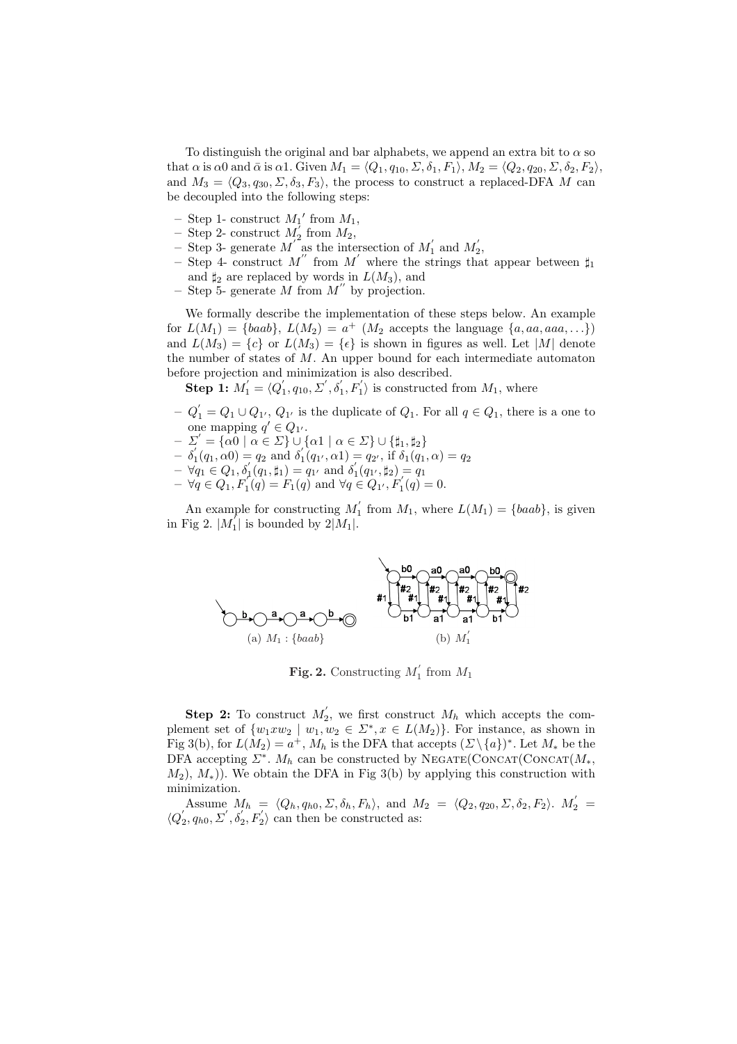To distinguish the original and bar alphabets, we append an extra bit to $\alpha$ so that $\alpha$ is $\alpha 0$ and $\bar{\alpha}$ is $\alpha 1$. Given $M_1 = \langle Q_1, q_{10}, \Sigma, \delta_1, F_1 \rangle$, $M_2 = \langle Q_2, q_{20}, \Sigma, \delta_2, F_2 \rangle$, and $M_3 = \langle Q_3, q_{30}, \Sigma, \delta_3, F_3 \rangle$, the process to construct a replaced-DFA $M$ can be decoupled into the following steps:

- Step 1- construct $M_1{}'$ from $M_1$,
- Step 2- construct $M_2^{'}$ from $M_2$,
- Step 3- generate $M^{'}$ as the intersection of $M_1^{'}$ and $M_2^{'}$,
- Step 4- construct $M^{''}$ from $M^{'}$ where the strings that appear between $\sharp_1$ and $\sharp_2$ are replaced by words in $L(M_3)$, and
- Step 5- generate $M$ from $M^{''}$ by projection.

We formally describe the implementation of these steps below. An example for $L(M_1) = \{baab\}$, $L(M_2) = a^+$ ($M_2$ accepts the language $\{a, aa, aaa, \ldots\}$) and $L(M_3) = \{c\}$ or $L(M_3) = \{\epsilon\}$ is shown in figures as well. Let $|M|$ denote the number of states of $M$. An upper bound for each intermediate automaton before projection and minimization is also described.

**Step 1:** $M_1^{'} = \langle Q_1^{'}, q_{10}, \Sigma^{'}, \delta_1^{'}, F_1^{'} \rangle$ is constructed from $M_1$, where

- $Q_1^{'} = Q_1 \cup Q_{1'}$, $Q_{1'}$ is the duplicate of $Q_1$. For all $q \in Q_1$, there is a one to one mapping $q' \in Q_{1'}$.
- $\Sigma^{'} = \{\alpha 0 \mid \alpha \in \Sigma\} \cup \{\alpha 1 \mid \alpha \in \Sigma\} \cup \{\sharp_1, \sharp_2\}$
- $\delta_1^{'}(q_1, \alpha 0) = q_2$ and $\delta_1^{'}(q_{1'}, \alpha 1) = q_{2'}$, if $\delta_1(q_1, \alpha) = q_2$
- $\forall q_1 \in Q_1, \delta_1^{'}(q_1, \sharp_1) = q_{1'}$ and $\delta_1^{'}(q_{1'}, \sharp_2) = q_1$
- $\forall q \in Q_1, F_1^{'}(q) = F_1(q)$ and $\forall q \in Q_{1'}, F_1^{'}(q) = 0$.

An example for constructing $M_1^{'}$ from $M_1$, where $L(M_1) = \{baab\}$, is given in Fig 2. $|M_1^{'}|$ is bounded by $2|M_1|$.

(a) $M_1 : \{baab\}$ (b) $M_1^{'}$

**Fig. 2.** Constructing $M_1^{'}$ from $M_1$

**Step 2:** To construct $M_2^{'}$, we first construct $M_h$ which accepts the complement set of $\{w_1 x w_2 \mid w_1, w_2 \in \Sigma^*, x \in L(M_2)\}$. For instance, as shown in Fig 3(b), for $L(M_2) = a^+$, $M_h$ is the DFA that accepts $(\Sigma \setminus \{a\})^*$. Let $M_*$ be the DFA accepting $\Sigma^*$. $M_h$ can be constructed by NEGATE(CONCAT(CONCAT($M_*$, $M_2$), $M_*$)). We obtain the DFA in Fig 3(b) by applying this construction with minimization.

Assume $M_h = \langle Q_h, q_{h0}, \Sigma, \delta_h, F_h \rangle$, and $M_2 = \langle Q_2, q_{20}, \Sigma, \delta_2, F_2 \rangle$. $M_2^{'} = \langle Q_2^{'}, q_{h0}, \Sigma^{'}, \delta_2^{'}, F_2^{'} \rangle$ can then be constructed as: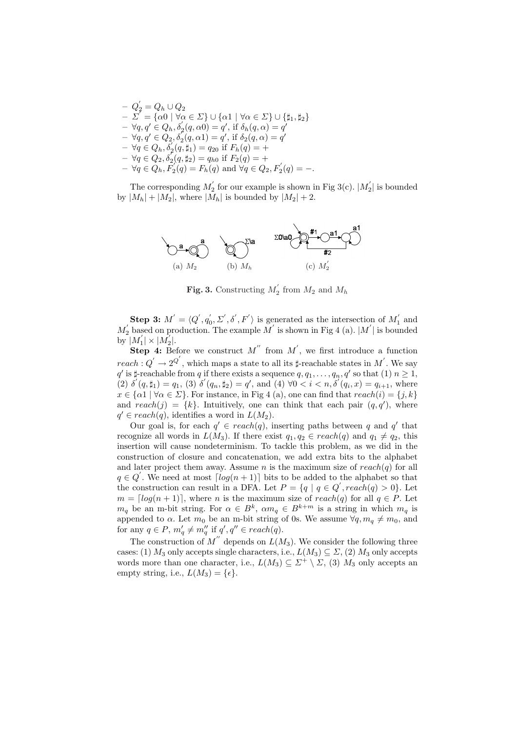- $Q_2^{'} = Q_h \cup Q_2$
- $\Sigma^{'} = \{\alpha 0 \mid \forall \alpha \in \Sigma\} \cup \{\alpha 1 \mid \forall \alpha \in \Sigma\} \cup \{\sharp_1, \sharp_2\}$
- $\forall q, q' \in Q_h, \delta_2^{'}(q, \alpha 0) = q'$, if $\delta_h(q, \alpha) = q'$
- $\forall q, q' \in Q_2, \delta_2^{'}(q, \alpha 1) = q'$, if $\delta_2(q, \alpha) = q'$
- $\forall q \in Q_h, \delta_2^{'}(q, \sharp_1) = q_{20}$ if $F_h(q) = +$
- $\forall q \in Q_2, \delta_2^{'}(q, \sharp_2) = q_{h0}$ if $F_2(q) = +$
- $\forall q \in Q_h, F_2^{'}(q) = F_h(q)$ and $\forall q \in Q_2, F_2^{'}(q) = -$.

The corresponding $M_2^{'}$ for our example is shown in Fig 3(c). $|M_2^{'}|$ is bounded by $|M_h| + |M_2|$, where $|M_h|$ is bounded by $|M_2| + 2$.

(a) $M_2$ (b) $M_h$ (c) $M_2^{'}$

**Fig. 3.** Constructing $M_2^{'}$ from $M_2$ and $M_h$

**Step 3:** $M^{'} = \langle Q^{'}, q_0^{'}, \Sigma^{'}, \delta^{'}, F^{'} \rangle$ is generated as the intersection of $M_1^{'}$ and $M_2^{'}$ based on production. The example $M^{'}$ is shown in Fig 4 (a). $|M^{'}|$ is bounded by $|M_1^{'}| \times |M_2^{'}|$.

**Step 4:** Before we construct $M^{''}$ from $M^{'}$, we first introduce a function $reach : Q^{'} \rightarrow 2^{Q^{'}}$, which maps a state to all its $\sharp$-reachable states in $M^{'}$. We say $q'$ is $\sharp$-reachable from $q$ if there exists a sequence $q, q_1, \ldots, q_n, q'$ so that (1) $n \geq 1$, (2) $\delta^{'}(q, \sharp_1) = q_1$, (3) $\delta^{'}(q_n, \sharp_2) = q'$, and (4) $\forall 0 < i < n, \delta^{'}(q_i, x) = q_{i+1}$, where $x \in \{\alpha 1 \mid \forall \alpha \in \Sigma\}$. For instance, in Fig 4 (a), one can find that $reach(i) = \{j, k\}$ and $reach(j) = \{k\}$. Intuitively, one can think that each pair $(q, q')$, where $q' \in reach(q)$, identifies a word in $L(M_2)$.

Our goal is, for each $q' \in reach(q)$, inserting paths between $q$ and $q'$ that recognize all words in $L(M_3)$. If there exist $q_1, q_2 \in reach(q)$ and $q_1 \neq q_2$, this insertion will cause nondeterminism. To tackle this problem, as we did in the construction of closure and concatenation, we add extra bits to the alphabet and later project them away. Assume $n$ is the maximum size of $reach(q)$ for all $q \in Q^{'}$. We need at most $\lceil log(n+1) \rceil$ bits to be added to the alphabet so that the construction can result in a DFA. Let $P = \{q \mid q \in Q^{'}, reach(q) > 0\}$. Let $m = \lceil log(n+1) \rceil$, where $n$ is the maximum size of $reach(q)$ for all $q \in P$. Let $m_q$ be an m-bit string. For $\alpha \in B^k$, $\alpha m_q \in B^{k+m}$ is a string in which $m_q$ is appended to $\alpha$. Let $m_0$ be an m-bit string of 0s. We assume $\forall q, m_q \neq m_0$, and for any $q \in P$, $m_q^{'} \neq m_q^{''}$ if $q', q'' \in reach(q)$.

The construction of $M^{''}$ depends on $L(M_3)$. We consider the following three cases: (1) $M_3$ only accepts single characters, i.e., $L(M_3) \subseteq \Sigma$, (2) $M_3$ only accepts words more than one character, i.e., $L(M_3) \subseteq \Sigma^+ \setminus \Sigma$, (3) $M_3$ only accepts an empty string, i.e., $L(M_3) = \{\epsilon\}$.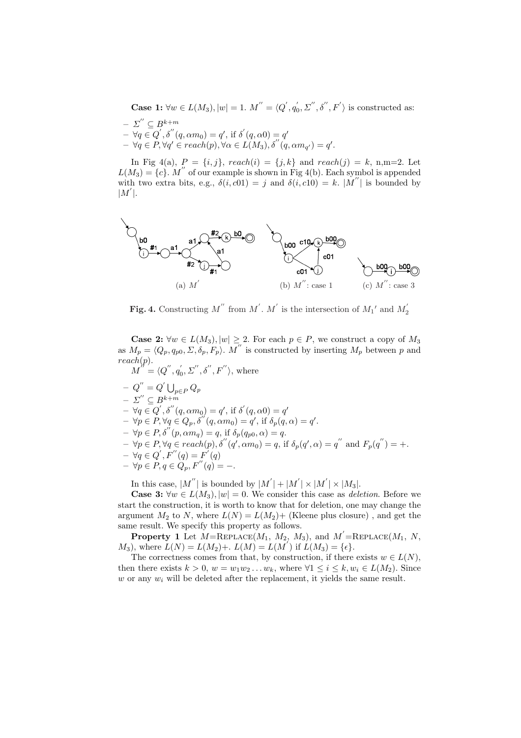**Case 1:** $\forall w \in L(M_3), |w| = 1$. $M^{''} = \langle Q^{'}, q_0^{'}, \Sigma^{''}, \delta^{''}, F^{'} \rangle$ is constructed as:

- $\Sigma^{''} \subseteq B^{k+m}$
- $\forall q \in Q^{'}, \delta^{''}(q, \alpha m_0) = q'$, if $\delta^{'}(q, \alpha 0) = q'$
- $\forall q \in P, \forall q' \in reach(p), \forall \alpha \in L(M_3), \delta^{''}(q, \alpha m_{q'}) = q'$.

In Fig 4(a), $P = \{i, j\}$, $reach(i) = \{j, k\}$ and $reach(j) = k$, n,m=2. Let $L(M_3) = \{c\}$. $M^{''}$ of our example is shown in Fig 4(b). Each symbol is appended with two extra bits, e.g., $\delta(i, c01) = j$ and $\delta(i, c10) = k$. $|M^{''}|$ is bounded by $|M^{'}|$.

**Fig. 4.** Constructing $M^{''}$ from $M^{'}$. $M^{'}$ is the intersection of $M_1{'}$ and $M_2^{'}$

**Case 2:** $\forall w \in L(M_3), |w| \geq 2$. For each $p \in P$, we construct a copy of $M_3$ as $M_p = \langle Q_p, q_{p0}, \Sigma, \delta_p, F_p \rangle$. $M^{''}$ is constructed by inserting $M_p$ between $p$ and $reach(p)$.

$M^{''} = \langle Q^{''}, q_0^{'}, \Sigma^{''}, \delta^{''}, F^{''} \rangle$, where

- $Q^{''} = Q^{'} \bigcup_{p \in P} Q_p$
- $\Sigma^{''} \subseteq B^{k+m}$
- $\forall q \in Q^{'}, \delta^{''}(q, \alpha m_0) = q'$, if $\delta^{'}(q, \alpha 0) = q'$
- $\forall p \in P, \forall q \in Q_p, \delta^{''}(q, \alpha m_0) = q'$, if $\delta_p(q, \alpha) = q'$.
- $\forall p \in P, \delta^{''}(p, \alpha m_q) = q$, if $\delta_p(q_{p0}, \alpha) = q$.
- $\forall p \in P, \forall q \in reach(p), \delta^{''}(q', \alpha m_0) = q$, if $\delta_p(q', \alpha) = q^{''}$ and $F_p(q^{''}) = +$.
- $\forall q \in Q^{'}, F^{''}(q) = F^{'}(q)$
- $\forall p \in P, q \in Q_p, F^{''}(q) = -$.

In this case, $|M^{''}|$ is bounded by $|M^{'}| + |M^{'}| \times |M^{'}| \times |M_3|$.

**Case 3:** $\forall w \in L(M_3), |w| = 0$. We consider this case as *deletion*. Before we start the construction, it is worth to know that for deletion, one may change the argument $M_2$ to $N$, where $L(N) = L(M_2)+$ (Kleene plus closure) , and get the same result. We specify this property as follows.

**Property 1** Let $M$=Replace($M_1$, $M_2$, $M_3$), and $M^{'}$=Replace($M_1$, $N$, $M_3$), where $L(N) = L(M_2)+$. $L(M) = L(M^{'})$ if $L(M_3) = \{\epsilon\}$.

The correctness comes from that, by construction, if there exists $w \in L(N)$, then there exists $k > 0$, $w = w_1 w_2 \ldots w_k$, where $\forall 1 \leq i \leq k, w_i \in L(M_2)$. Since $w$ or any $w_i$ will be deleted after the replacement, it yields the same result.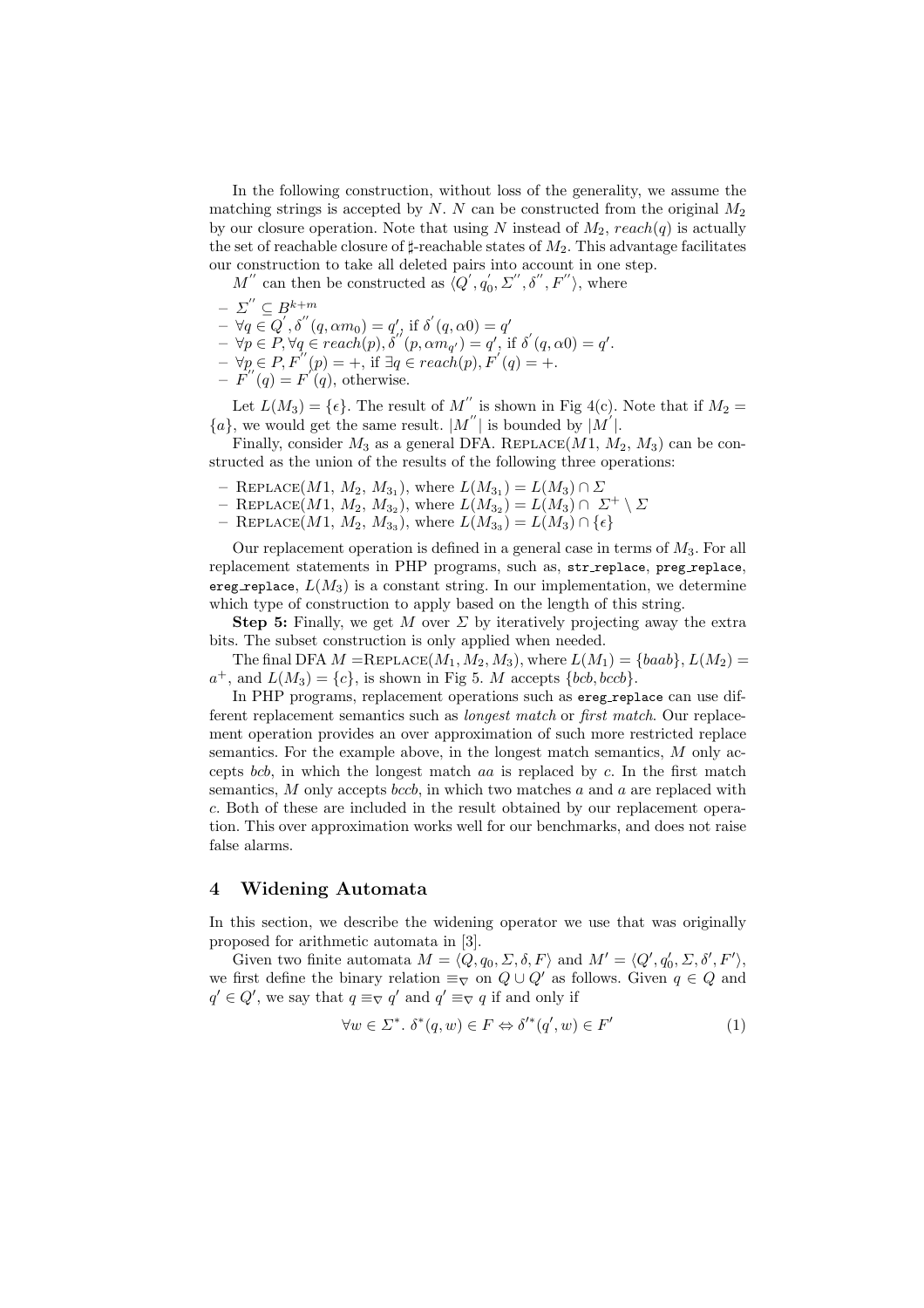In the following construction, without loss of the generality, we assume the matching strings is accepted by $N$. $N$ can be constructed from the original $M_2$ by our closure operation. Note that using $N$ instead of $M_2$, $reach(q)$ is actually the set of reachable closure of $\sharp$-reachable states of $M_2$. This advantage facilitates our construction to take all deleted pairs into account in one step.

$M^{''}$ can then be constructed as $\langle Q^{'}, q_0^{'}, \Sigma^{''}, \delta^{''}, F^{''}\rangle$, where

- $\Sigma^{''} \subseteq B^{k+m}$
- $\forall q \in Q^{'}, \delta^{''}(q, \alpha m_0) = q^{'}$, if $\delta^{'}(q, \alpha 0) = q^{'}$
- $\forall p \in P, \forall q \in reach(p), \delta^{''}(p, \alpha m_{q^{'}}) = q^{'}$, if $\delta^{'}(q, \alpha 0) = q^{'}$.
- $\forall p \in P, F^{''}(p) = +$, if $\exists q \in reach(p), F^{'}(q) = +$.
- $F^{''}(q) = F^{'}(q)$, otherwise.

Let $L(M_3) = \{\epsilon\}$. The result of $M^{''}$ is shown in Fig 4(c). Note that if $M_2 = \{a\}$, we would get the same result. $|M^{''}|$ is bounded by $|M^{'}|$.

Finally, consider $M_3$ as a general DFA. REPLACE($M1$, $M_2$, $M_3$) can be constructed as the union of the results of the following three operations:

- REPLACE($M1$, $M_2$, $M_{3_1}$), where $L(M_{3_1}) = L(M_3) \cap \Sigma$
- REPLACE($M1$, $M_2$, $M_{3_2}$), where $L(M_{3_2}) = L(M_3) \cap \ \Sigma^+ \setminus \Sigma$
- REPLACE($M1$, $M_2$, $M_{3_3}$), where $L(M_{3_3}) = L(M_3) \cap \{\epsilon\}$

Our replacement operation is defined in a general case in terms of $M_3$. For all replacement statements in PHP programs, such as, `str_replace`, `preg_replace`, `ereg_replace`, $L(M_3)$ is a constant string. In our implementation, we determine which type of construction to apply based on the length of this string.

**Step 5:** Finally, we get $M$ over $\Sigma$ by iteratively projecting away the extra bits. The subset construction is only applied when needed.

The final DFA $M$ =REPLACE($M_1, M_2, M_3$), where $L(M_1) = \{baab\}$, $L(M_2) = a^+$, and $L(M_3) = \{c\}$, is shown in Fig 5. $M$ accepts $\{bcb, bccb\}$.

In PHP programs, replacement operations such as `ereg_replace` can use different replacement semantics such as *longest match* or *first match*. Our replacement operation provides an over approximation of such more restricted replace semantics. For the example above, in the longest match semantics, $M$ only accepts $bcb$, in which the longest match $aa$ is replaced by $c$. In the first match semantics, $M$ only accepts $bccb$, in which two matches $a$ and $a$ are replaced with $c$. Both of these are included in the result obtained by our replacement operation. This over approximation works well for our benchmarks, and does not raise false alarms.

## 4 Widening Automata

In this section, we describe the widening operator we use that was originally proposed for arithmetic automata in [3].

Given two finite automata $M = \langle Q, q_0, \Sigma, \delta, F\rangle$ and $M' = \langle Q', q_0', \Sigma, \delta', F'\rangle$, we first define the binary relation $\equiv_\nabla$ on $Q \cup Q'$ as follows. Given $q \in Q$ and $q' \in Q'$, we say that $q \equiv_\nabla q'$ and $q' \equiv_\nabla q$ if and only if

$$\forall w \in \Sigma^*.\ \delta^*(q, w) \in F \Leftrightarrow \delta'^*(q', w) \in F' \tag{1}$$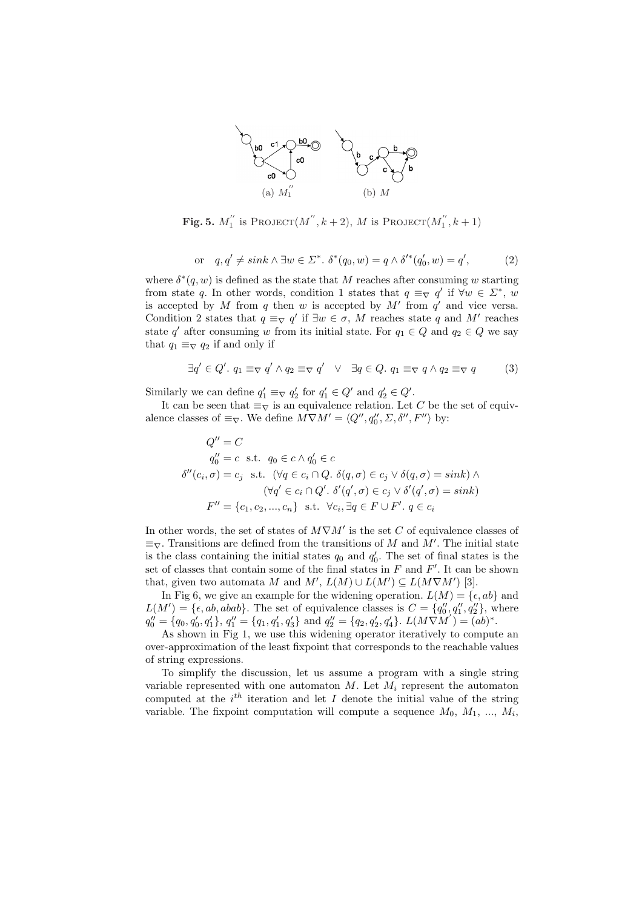(a) $M_1^{''}$ (b) $M$

**Fig. 5.** $M_1^{''}$ is PROJECT($M^{''}, k+2$), $M$ is PROJECT($M_1^{''}, k+1$)

$$\text{or} \quad q, q' \neq sink \wedge \exists w \in \Sigma^*.\ \delta^*(q_0, w) = q \wedge \delta'^*(q_0', w) = q', \tag{2}$$

where $\delta^*(q, w)$ is defined as the state that $M$ reaches after consuming $w$ starting from state $q$. In other words, condition 1 states that $q \equiv_\nabla q'$ if $\forall w \in \Sigma^*$, $w$ is accepted by $M$ from $q$ then $w$ is accepted by $M'$ from $q'$ and vice versa. Condition 2 states that $q \equiv_\nabla q'$ if $\exists w \in \sigma$, $M$ reaches state $q$ and $M'$ reaches state $q'$ after consuming $w$ from its initial state. For $q_1 \in Q$ and $q_2 \in Q$ we say that $q_1 \equiv_\nabla q_2$ if and only if

$$\exists q' \in Q'.\ q_1 \equiv_\nabla q' \wedge q_2 \equiv_\nabla q' \quad \vee \quad \exists q \in Q.\ q_1 \equiv_\nabla q \wedge q_2 \equiv_\nabla q \tag{3}$$

Similarly we can define $q_1' \equiv_\nabla q_2'$ for $q_1' \in Q'$ and $q_2' \in Q'$.

It can be seen that $\equiv_\nabla$ is an equivalence relation. Let $C$ be the set of equivalence classes of $\equiv_\nabla$. We define $M \nabla M' = \langle Q'', q_0'', \Sigma, \delta'', F'' \rangle$ by:

$$\begin{aligned}
Q'' &= C \\
q_0'' &= c \ \text{ s.t. } \ q_0 \in c \wedge q_0' \in c \\
\delta''(c_i, \sigma) &= c_j \ \text{ s.t. } \ (\forall q \in c_i \cap Q.\ \delta(q, \sigma) \in c_j \vee \delta(q, \sigma) = sink) \wedge \\
&\qquad\qquad (\forall q' \in c_i \cap Q'.\ \delta'(q', \sigma) \in c_j \vee \delta'(q', \sigma) = sink) \\
F'' &= \{c_1, c_2, ..., c_n\} \ \text{ s.t. } \ \forall c_i, \exists q \in F \cup F'.\ q \in c_i
\end{aligned}$$

In other words, the set of states of $M \nabla M'$ is the set $C$ of equivalence classes of $\equiv_\nabla$. Transitions are defined from the transitions of $M$ and $M'$. The initial state is the class containing the initial states $q_0$ and $q_0'$. The set of final states is the set of classes that contain some of the final states in $F$ and $F'$. It can be shown that, given two automata $M$ and $M'$, $L(M) \cup L(M') \subseteq L(M \nabla M')$ [3].

In Fig 6, we give an example for the widening operation. $L(M) = \{\epsilon, ab\}$ and $L(M') = \{\epsilon, ab, abab\}$. The set of equivalence classes is $C = \{q_0'', q_1'', q_2''\}$, where $q_0'' = \{q_0, q_0', q_1'\}$, $q_1'' = \{q_1, q_1', q_3'\}$ and $q_2'' = \{q_2, q_2', q_4'\}$. $L(M \nabla M') = (ab)^*$.

As shown in Fig 1, we use this widening operator iteratively to compute an over-approximation of the least fixpoint that corresponds to the reachable values of string expressions.

To simplify the discussion, let us assume a program with a single string variable represented with one automaton $M$. Let $M_i$ represent the automaton computed at the $i^{th}$ iteration and let $I$ denote the initial value of the string variable. The fixpoint computation will compute a sequence $M_0$, $M_1$, ..., $M_i$,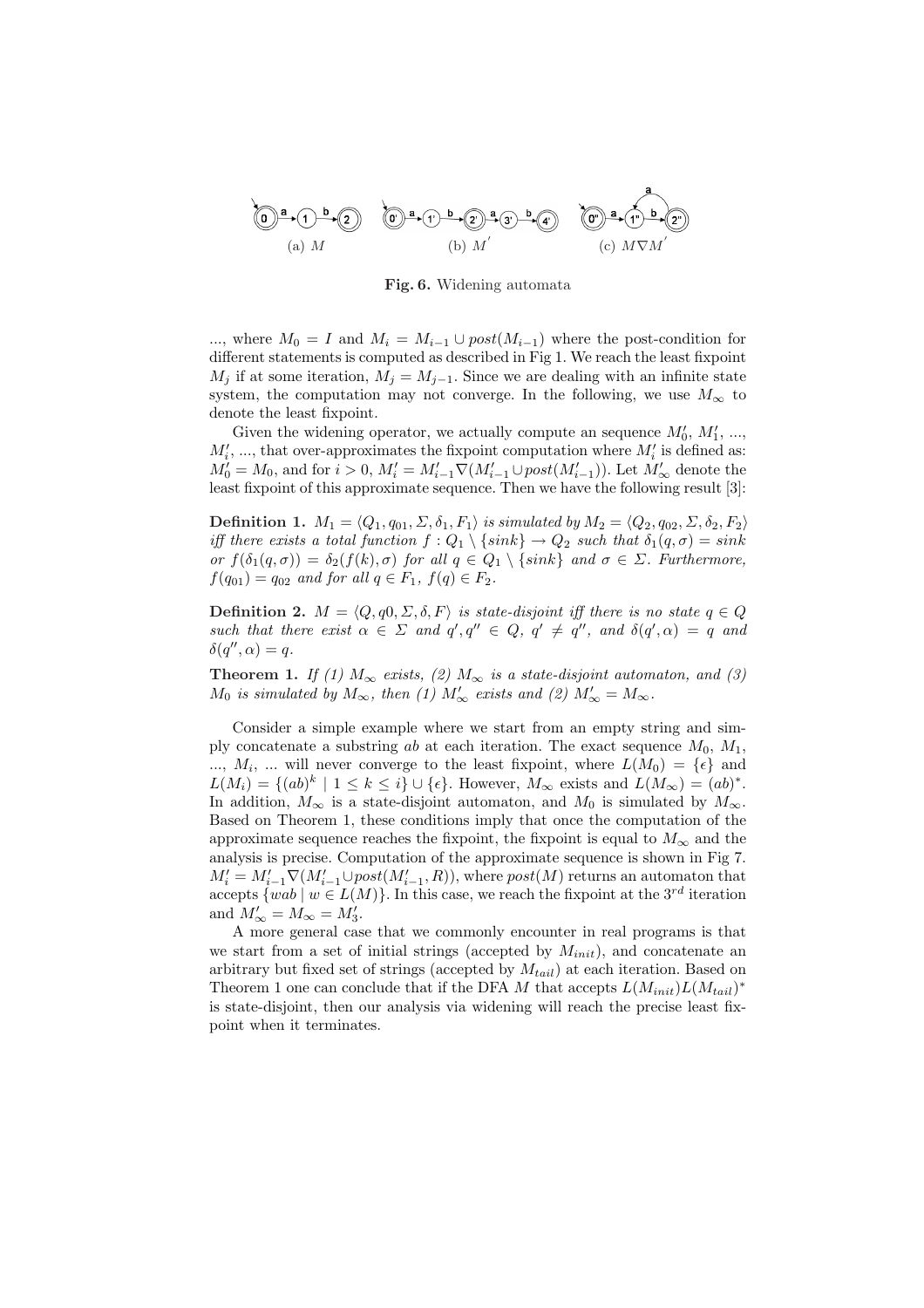(a) $M$  (b) $M^{'}$  (c) $M \nabla M^{'}$

**Fig. 6.** Widening automata

..., where $M_0 = I$ and $M_i = M_{i-1} \cup post(M_{i-1})$ where the post-condition for different statements is computed as described in Fig 1. We reach the least fixpoint $M_j$ if at some iteration, $M_j = M_{j-1}$. Since we are dealing with an infinite state system, the computation may not converge. In the following, we use $M_\infty$ to denote the least fixpoint.

Given the widening operator, we actually compute an sequence $M_0'$, $M_1'$, ..., $M_i'$, ..., that over-approximates the fixpoint computation where $M_i'$ is defined as: $M_0' = M_0$, and for $i > 0$, $M_i' = M_{i-1}' \nabla (M_{i-1}' \cup post(M_{i-1}'))$. Let $M_\infty'$ denote the least fixpoint of this approximate sequence. Then we have the following result [3]:

**Definition 1.** *$M_1 = \langle Q_1, q_{01}, \Sigma, \delta_1, F_1 \rangle$ is simulated by $M_2 = \langle Q_2, q_{02}, \Sigma, \delta_2, F_2 \rangle$ iff there exists a total function $f : Q_1 \setminus \{sink\} \rightarrow Q_2$ such that $\delta_1(q, \sigma) = sink$ or $f(\delta_1(q, \sigma)) = \delta_2(f(k), \sigma)$ for all $q \in Q_1 \setminus \{sink\}$ and $\sigma \in \Sigma$. Furthermore, $f(q_{01}) = q_{02}$ and for all $q \in F_1$, $f(q) \in F_2$.*

**Definition 2.** *$M = \langle Q, q0, \Sigma, \delta, F \rangle$ is state-disjoint iff there is no state $q \in Q$ such that there exist $\alpha \in \Sigma$ and $q', q'' \in Q$, $q' \neq q''$, and $\delta(q', \alpha) = q$ and $\delta(q'', \alpha) = q$.*

**Theorem 1.** *If (1) $M_\infty$ exists, (2) $M_\infty$ is a state-disjoint automaton, and (3) $M_0$ is simulated by $M_\infty$, then (1) $M_\infty'$ exists and (2) $M_\infty' = M_\infty$.*

Consider a simple example where we start from an empty string and simply concatenate a substring $ab$ at each iteration. The exact sequence $M_0$, $M_1$, ..., $M_i$, ... will never converge to the least fixpoint, where $L(M_0) = \{\epsilon\}$ and $L(M_i) = \{(ab)^k \mid 1 \leq k \leq i\} \cup \{\epsilon\}$. However, $M_\infty$ exists and $L(M_\infty) = (ab)^*$. In addition, $M_\infty$ is a state-disjoint automaton, and $M_0$ is simulated by $M_\infty$. Based on Theorem 1, these conditions imply that once the computation of the approximate sequence reaches the fixpoint, the fixpoint is equal to $M_\infty$ and the analysis is precise. Computation of the approximate sequence is shown in Fig 7. $M_i' = M_{i-1}' \nabla (M_{i-1}' \cup post(M_{i-1}', R))$, where $post(M)$ returns an automaton that accepts $\{wab \mid w \in L(M)\}$. In this case, we reach the fixpoint at the $3^{rd}$ iteration and $M_\infty' = M_\infty = M_3'$.

A more general case that we commonly encounter in real programs is that we start from a set of initial strings (accepted by $M_{init}$), and concatenate an arbitrary but fixed set of strings (accepted by $M_{tail}$) at each iteration. Based on Theorem 1 one can conclude that if the DFA $M$ that accepts $L(M_{init})L(M_{tail})^*$ is state-disjoint, then our analysis via widening will reach the precise least fixpoint when it terminates.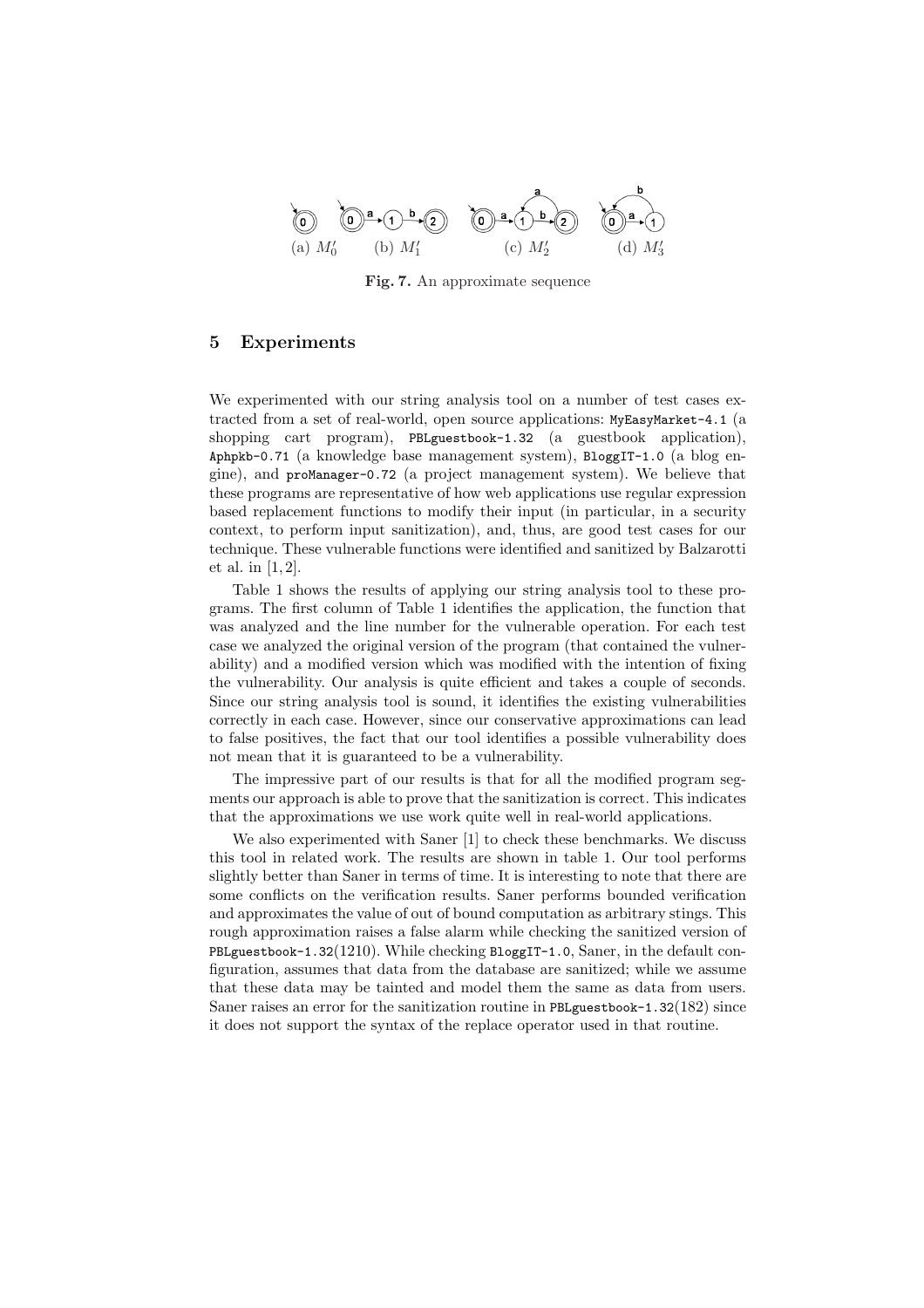(a) $M'_0$ (b) $M'_1$ (c) $M'_2$ (d) $M'_3$

**Fig. 7.** An approximate sequence

## 5 Experiments

We experimented with our string analysis tool on a number of test cases extracted from a set of real-world, open source applications: `MyEasyMarket-4.1` (a shopping cart program), `PBLguestbook-1.32` (a guestbook application), `Aphpkb-0.71` (a knowledge base management system), `BloggIT-1.0` (a blog engine), and `proManager-0.72` (a project management system). We believe that these programs are representative of how web applications use regular expression based replacement functions to modify their input (in particular, in a security context, to perform input sanitization), and, thus, are good test cases for our technique. These vulnerable functions were identified and sanitized by Balzarotti et al. in [1, 2].

Table 1 shows the results of applying our string analysis tool to these programs. The first column of Table 1 identifies the application, the function that was analyzed and the line number for the vulnerable operation. For each test case we analyzed the original version of the program (that contained the vulnerability) and a modified version which was modified with the intention of fixing the vulnerability. Our analysis is quite efficient and takes a couple of seconds. Since our string analysis tool is sound, it identifies the existing vulnerabilities correctly in each case. However, since our conservative approximations can lead to false positives, the fact that our tool identifies a possible vulnerability does not mean that it is guaranteed to be a vulnerability.

The impressive part of our results is that for all the modified program segments our approach is able to prove that the sanitization is correct. This indicates that the approximations we use work quite well in real-world applications.

We also experimented with Saner [1] to check these benchmarks. We discuss this tool in related work. The results are shown in table 1. Our tool performs slightly better than Saner in terms of time. It is interesting to note that there are some conflicts on the verification results. Saner performs bounded verification and approximates the value of out of bound computation as arbitrary stings. This rough approximation raises a false alarm while checking the sanitized version of `PBLguestbook-1.32`(1210). While checking `BloggIT-1.0`, Saner, in the default configuration, assumes that data from the database are sanitized; while we assume that these data may be tainted and model them the same as data from users. Saner raises an error for the sanitization routine in `PBLguestbook-1.32`(182) since it does not support the syntax of the replace operator used in that routine.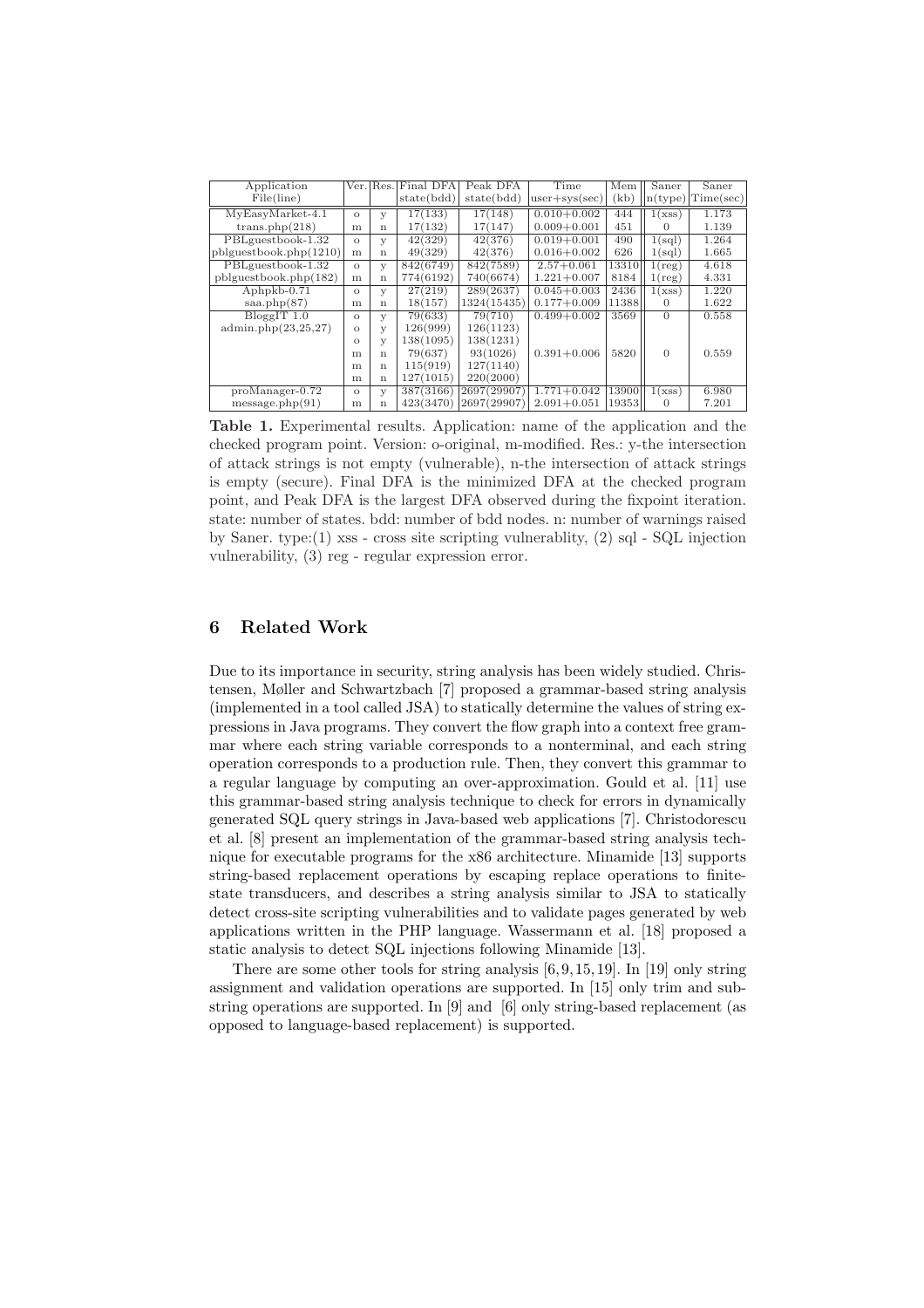| Application | Ver. | Res. | Final DFA | Peak DFA | Time | Mem | Saner | Saner |
|---|---|---|---|---|---|---|---|---|
| File(line) | | | state(bdd) | state(bdd) | user+sys(sec) | (kb) | n(type) | Time(sec) |
| MyEasyMarket-4.1 | o | y | 17(133) | 17(148) | 0.010+0.002 | 444 | 1(xss) | 1.173 |
| trans.php(218) | m | n | 17(132) | 17(147) | 0.009+0.001 | 451 | 0 | 1.139 |
| PBLguestbook-1.32 | o | y | 42(329) | 42(376) | 0.019+0.001 | 490 | 1(sql) | 1.264 |
| pblguestbook.php(1210) | m | n | 49(329) | 42(376) | 0.016+0.002 | 626 | 1(sql) | 1.665 |
| PBLguestbook-1.32 | o | y | 842(6749) | 842(7589) | 2.57+0.061 | 13310 | 1(reg) | 4.618 |
| pblguestbook.php(182) | m | n | 774(6192) | 740(6674) | 1.221+0.007 | 8184 | 1(reg) | 4.331 |
| Aphpkb-0.71 | o | y | 27(219) | 289(2637) | 0.045+0.003 | 2436 | 1(xss) | 1.220 |
| saa.php(87) | m | n | 18(157) | 1324(15435) | 0.177+0.009 | 11388 | 0 | 1.622 |
| BloggIT 1.0 | o | y | 79(633) | 79(710) | 0.499+0.002 | 3569 | 0 | 0.558 |
| admin.php(23,25,27) | o | y | 126(999) | 126(1123) | | | | |
| | o | y | 138(1095) | 138(1231) | | | | |
| | m | n | 79(637) | 93(1026) | 0.391+0.006 | 5820 | 0 | 0.559 |
| | m | n | 115(919) | 127(1140) | | | | |
| | m | n | 127(1015) | 220(2000) | | | | |
| proManager-0.72 | o | y | 387(3166) | 2697(29907) | 1.771+0.042 | 13900 | 1(xss) | 6.980 |
| message.php(91) | m | n | 423(3470) | 2697(29907) | 2.091+0.051 | 19353 | 0 | 7.201 |

**Table 1.** Experimental results. Application: name of the application and the checked program point. Version: o-original, m-modified. Res.: y-the intersection of attack strings is not empty (vulnerable), n-the intersection of attack strings is empty (secure). Final DFA is the minimized DFA at the checked program point, and Peak DFA is the largest DFA observed during the fixpoint iteration. state: number of states. bdd: number of bdd nodes. n: number of warnings raised by Saner. type:(1) xss - cross site scripting vulnerablity, (2) sql - SQL injection vulnerability, (3) reg - regular expression error.

## 6 Related Work

Due to its importance in security, string analysis has been widely studied. Christensen, Møller and Schwartzbach [7] proposed a grammar-based string analysis (implemented in a tool called JSA) to statically determine the values of string expressions in Java programs. They convert the flow graph into a context free grammar where each string variable corresponds to a nonterminal, and each string operation corresponds to a production rule. Then, they convert this grammar to a regular language by computing an over-approximation. Gould et al. [11] use this grammar-based string analysis technique to check for errors in dynamically generated SQL query strings in Java-based web applications [7]. Christodorescu et al. [8] present an implementation of the grammar-based string analysis technique for executable programs for the x86 architecture. Minamide [13] supports string-based replacement operations by escaping replace operations to finite-state transducers, and describes a string analysis similar to JSA to statically detect cross-site scripting vulnerabilities and to validate pages generated by web applications written in the PHP language. Wassermann et al. [18] proposed a static analysis to detect SQL injections following Minamide [13].

There are some other tools for string analysis [6, 9, 15, 19]. In [19] only string assignment and validation operations are supported. In [15] only trim and substring operations are supported. In [9] and [6] only string-based replacement (as opposed to language-based replacement) is supported.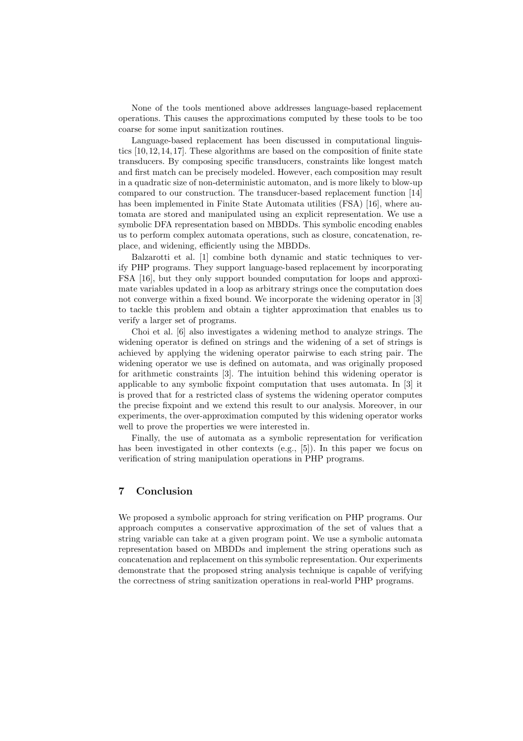None of the tools mentioned above addresses language-based replacement operations. This causes the approximations computed by these tools to be too coarse for some input sanitization routines.

Language-based replacement has been discussed in computational linguistics [10, 12, 14, 17]. These algorithms are based on the composition of finite state transducers. By composing specific transducers, constraints like longest match and first match can be precisely modeled. However, each composition may result in a quadratic size of non-deterministic automaton, and is more likely to blow-up compared to our construction. The transducer-based replacement function [14] has been implemented in Finite State Automata utilities (FSA) [16], where automata are stored and manipulated using an explicit representation. We use a symbolic DFA representation based on MBDDs. This symbolic encoding enables us to perform complex automata operations, such as closure, concatenation, replace, and widening, efficiently using the MBDDs.

Balzarotti et al. [1] combine both dynamic and static techniques to verify PHP programs. They support language-based replacement by incorporating FSA [16], but they only support bounded computation for loops and approximate variables updated in a loop as arbitrary strings once the computation does not converge within a fixed bound. We incorporate the widening operator in [3] to tackle this problem and obtain a tighter approximation that enables us to verify a larger set of programs.

Choi et al. [6] also investigates a widening method to analyze strings. The widening operator is defined on strings and the widening of a set of strings is achieved by applying the widening operator pairwise to each string pair. The widening operator we use is defined on automata, and was originally proposed for arithmetic constraints [3]. The intuition behind this widening operator is applicable to any symbolic fixpoint computation that uses automata. In [3] it is proved that for a restricted class of systems the widening operator computes the precise fixpoint and we extend this result to our analysis. Moreover, in our experiments, the over-approximation computed by this widening operator works well to prove the properties we were interested in.

Finally, the use of automata as a symbolic representation for verification has been investigated in other contexts (e.g., [5]). In this paper we focus on verification of string manipulation operations in PHP programs.

## 7 Conclusion

We proposed a symbolic approach for string verification on PHP programs. Our approach computes a conservative approximation of the set of values that a string variable can take at a given program point. We use a symbolic automata representation based on MBDDs and implement the string operations such as concatenation and replacement on this symbolic representation. Our experiments demonstrate that the proposed string analysis technique is capable of verifying the correctness of string sanitization operations in real-world PHP programs.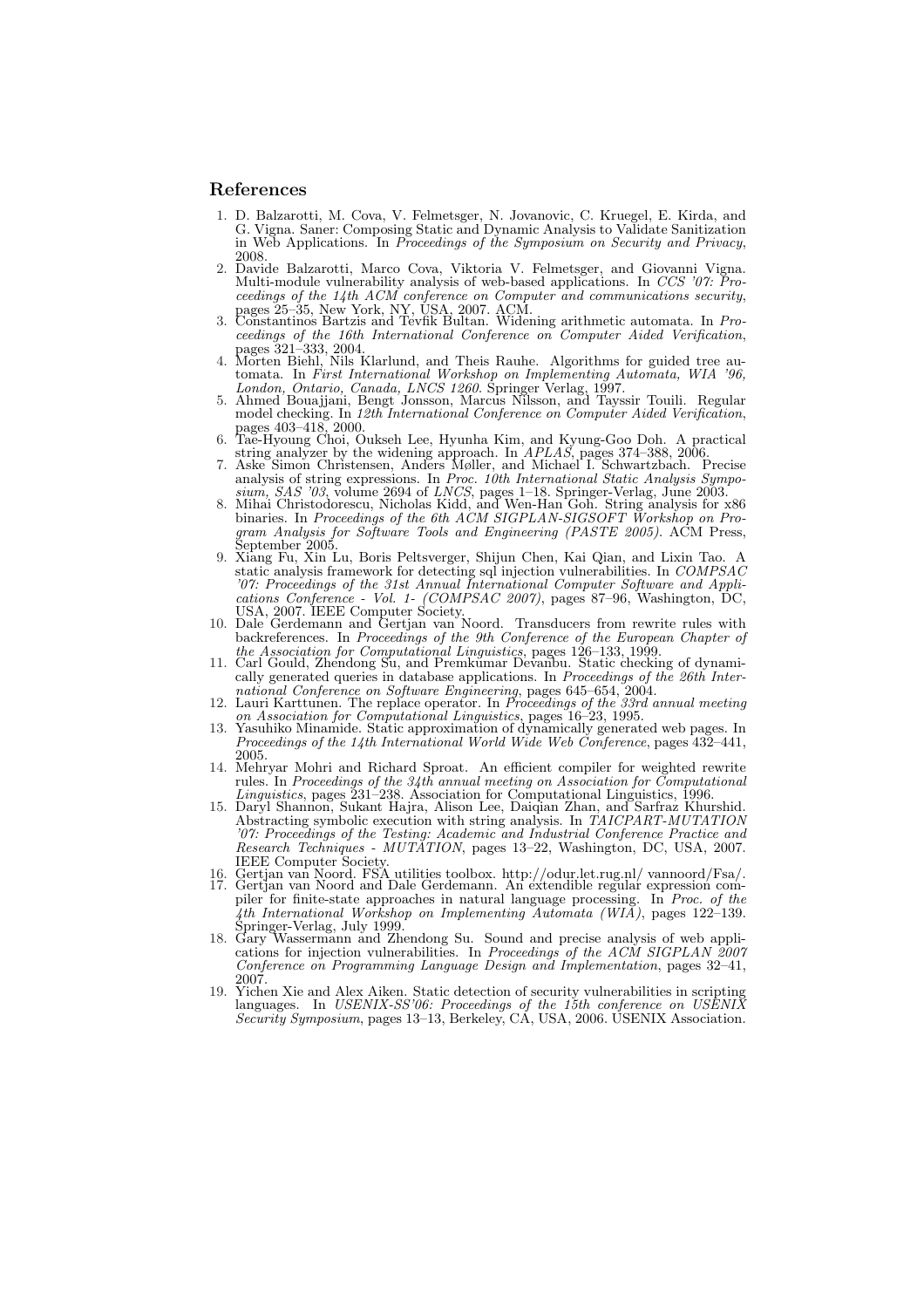## References

1. D. Balzarotti, M. Cova, V. Felmetsger, N. Jovanovic, C. Kruegel, E. Kirda, and G. Vigna. Saner: Composing Static and Dynamic Analysis to Validate Sanitization in Web Applications. In *Proceedings of the Symposium on Security and Privacy*, 2008.
2. Davide Balzarotti, Marco Cova, Viktoria V. Felmetsger, and Giovanni Vigna. Multi-module vulnerability analysis of web-based applications. In *CCS '07: Proceedings of the 14th ACM conference on Computer and communications security*, pages 25–35, New York, NY, USA, 2007. ACM.
3. Constantinos Bartzis and Tevfik Bultan. Widening arithmetic automata. In *Proceedings of the 16th International Conference on Computer Aided Verification*, pages 321–333, 2004.
4. Morten Biehl, Nils Klarlund, and Theis Rauhe. Algorithms for guided tree automata. In *First International Workshop on Implementing Automata, WIA '96, London, Ontario, Canada, LNCS 1260*. Springer Verlag, 1997.
5. Ahmed Bouajjani, Bengt Jonsson, Marcus Nilsson, and Tayssir Touili. Regular model checking. In *12th International Conference on Computer Aided Verification*, pages 403–418, 2000.
6. Tae-Hyoung Choi, Oukseh Lee, Hyunha Kim, and Kyung-Goo Doh. A practical string analyzer by the widening approach. In *APLAS*, pages 374–388, 2006.
7. Aske Simon Christensen, Anders Møller, and Michael I. Schwartzbach. Precise analysis of string expressions. In *Proc. 10th International Static Analysis Symposium, SAS '03*, volume 2694 of *LNCS*, pages 1–18. Springer-Verlag, June 2003.
8. Mihai Christodorescu, Nicholas Kidd, and Wen-Han Goh. String analysis for x86 binaries. In *Proceedings of the 6th ACM SIGPLAN-SIGSOFT Workshop on Program Analysis for Software Tools and Engineering (PASTE 2005)*. ACM Press, September 2005.
9. Xiang Fu, Xin Lu, Boris Peltsverger, Shijun Chen, Kai Qian, and Lixin Tao. A static analysis framework for detecting sql injection vulnerabilities. In *COMPSAC '07: Proceedings of the 31st Annual International Computer Software and Applications Conference - Vol. 1- (COMPSAC 2007)*, pages 87–96, Washington, DC, USA, 2007. IEEE Computer Society.
10. Dale Gerdemann and Gertjan van Noord. Transducers from rewrite rules with backreferences. In *Proceedings of the 9th Conference of the European Chapter of the Association for Computational Linguistics*, pages 126–133, 1999.
11. Carl Gould, Zhendong Su, and Premkumar Devanbu. Static checking of dynamically generated queries in database applications. In *Proceedings of the 26th International Conference on Software Engineering*, pages 645–654, 2004.
12. Lauri Karttunen. The replace operator. In *Proceedings of the 33rd annual meeting on Association for Computational Linguistics*, pages 16–23, 1995.
13. Yasuhiko Minamide. Static approximation of dynamically generated web pages. In *Proceedings of the 14th International World Wide Web Conference*, pages 432–441, 2005.
14. Mehryar Mohri and Richard Sproat. An efficient compiler for weighted rewrite rules. In *Proceedings of the 34th annual meeting on Association for Computational Linguistics*, pages 231–238. Association for Computational Linguistics, 1996.
15. Daryl Shannon, Sukant Hajra, Alison Lee, Daiqian Zhan, and Sarfraz Khurshid. Abstracting symbolic execution with string analysis. In *TAICPART-MUTATION '07: Proceedings of the Testing: Academic and Industrial Conference Practice and Research Techniques - MUTATION*, pages 13–22, Washington, DC, USA, 2007. IEEE Computer Society.
16. Gertjan van Noord. FSA utilities toolbox. http://odur.let.rug.nl/ vannoord/Fsa/.
17. Gertjan van Noord and Dale Gerdemann. An extendible regular expression compiler for finite-state approaches in natural language processing. In *Proc. of the 4th International Workshop on Implementing Automata (WIA)*, pages 122–139. Springer-Verlag, July 1999.
18. Gary Wassermann and Zhendong Su. Sound and precise analysis of web applications for injection vulnerabilities. In *Proceedings of the ACM SIGPLAN 2007 Conference on Programming Language Design and Implementation*, pages 32–41, 2007.
19. Yichen Xie and Alex Aiken. Static detection of security vulnerabilities in scripting languages. In *USENIX-SS'06: Proceedings of the 15th conference on USENIX Security Symposium*, pages 13–13, Berkeley, CA, USA, 2006. USENIX Association.